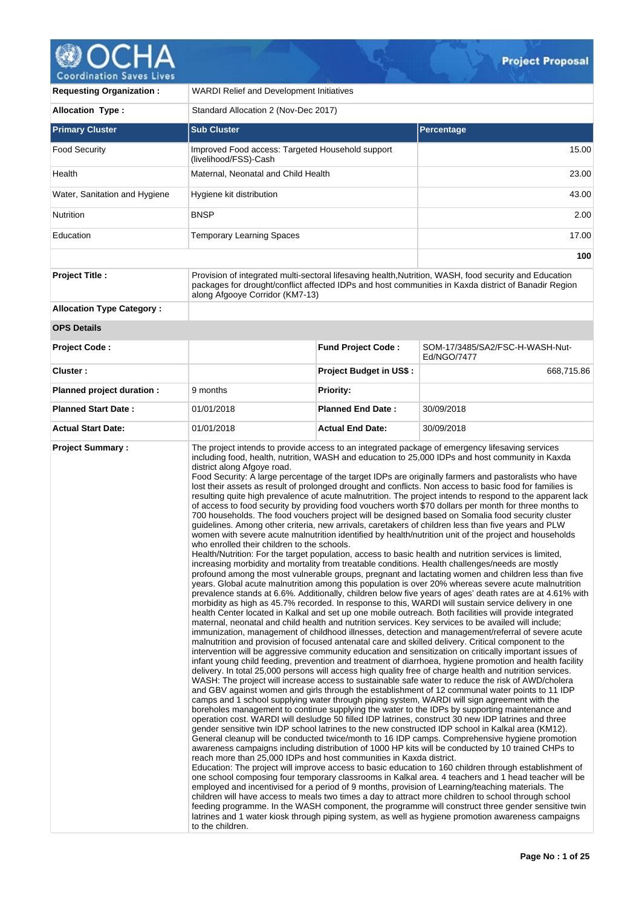# Project Proposal

| | | | |
|---|---|---|---|
| **Requesting Organization :** | WARDI Relief and Development Initiatives | | |
| **Allocation Type :** | Standard Allocation 2 (Nov-Dec 2017) | | |

| Primary Cluster | Sub Cluster | Percentage |
|---|---|---|
| Food Security | Improved Food access: Targeted Household support (livelihood/FSS)-Cash | 15.00 |
| Health | Maternal, Neonatal and Child Health | 23.00 |
| Water, Sanitation and Hygiene | Hygiene kit distribution | 43.00 |
| Nutrition | BNSP | 2.00 |
| Education | Temporary Learning Spaces | 17.00 |
| | | **100** |

| | |
|---|---|
| **Project Title :** | Provision of integrated multi-sectoral lifesaving health,Nutrition, WASH, food security and Education packages for drought/conflict affected IDPs and host communities in Kaxda district of Banadir Region along Afgooye Corridor (KM7-13) |
| **Allocation Type Category :** | |

**OPS Details**

| | | | |
|---|---|---|---|
| **Project Code :** | | **Fund Project Code :** | SOM-17/3485/SA2/FSC-H-WASH-Nut-Ed/NGO/7477 |
| **Cluster :** | | **Project Budget in US$ :** | 668,715.86 |
| **Planned project duration :** | 9 months | **Priority:** | |
| **Planned Start Date :** | 01/01/2018 | **Planned End Date :** | 30/09/2018 |
| **Actual Start Date:** | 01/01/2018 | **Actual End Date:** | 30/09/2018 |

**Project Summary :**

The project intends to provide access to an integrated package of emergency lifesaving services including food, health, nutrition, WASH and education to 25,000 IDPs and host community in Kaxda district along Afgoye road.

Food Security: A large percentage of the target IDPs are originally farmers and pastoralists who have lost their assets as result of prolonged drought and conflicts. Non access to basic food for families is resulting quite high prevalence of acute malnutrition. The project intends to respond to the apparent lack of access to food security by providing food vouchers worth $70 dollars per month for three months to 700 households. The food vouchers project will be designed based on Somalia food security cluster guidelines. Among other criteria, new arrivals, caretakers of children less than five years and PLW women with severe acute malnutrition identified by health/nutrition unit of the project and households who enrolled their children to the schools.

Health/Nutrition: For the target population, access to basic health and nutrition services is limited, increasing morbidity and mortality from treatable conditions. Health challenges/needs are mostly profound among the most vulnerable groups, pregnant and lactating women and children less than five years. Global acute malnutrition among this population is over 20% whereas severe acute malnutrition prevalence stands at 6.6%. Additionally, children below five years of ages' death rates are at 4.61% with morbidity as high as 45.7% recorded. In response to this, WARDI will sustain service delivery in one health Center located in Kalkal and set up one mobile outreach. Both facilities will provide integrated maternal, neonatal and child health and nutrition services. Key services to be availed will include; immunization, management of childhood illnesses, detection and management/referral of severe acute malnutrition and provision of focused antenatal care and skilled delivery. Critical component to the intervention will be aggressive community education and sensitization on critically important issues of infant young child feeding, prevention and treatment of diarrhoea, hygiene promotion and health facility delivery. In total 25,000 persons will access high quality free of charge health and nutrition services.

WASH: The project will increase access to sustainable safe water to reduce the risk of AWD/cholera and GBV against women and girls through the establishment of 12 communal water points to 11 IDP camps and 1 school supplying water through piping system, WARDI will sign agreement with the boreholes management to continue supplying the water to the IDPs by supporting maintenance and operation cost. WARDI will desludge 50 filled IDP latrines, construct 30 new IDP latrines and three gender sensitive twin IDP school latrines to the new constructed IDP school in Kalkal area (KM12). General cleanup will be conducted twice/month to 16 IDP camps. Comprehensive hygiene promotion awareness campaigns including distribution of 1000 HP kits will be conducted by 10 trained CHPs to reach more than 25,000 IDPs and host communities in Kaxda district.

Education: The project will improve access to basic education to 160 children through establishment of one school composing four temporary classrooms in Kalkal area. 4 teachers and 1 head teacher will be employed and incentivised for a period of 9 months, provision of Learning/teaching materials. The children will have access to meals two times a day to attract more children to school through school feeding programme. In the WASH component, the programme will construct three gender sensitive twin latrines and 1 water kiosk through piping system, as well as hygiene promotion awareness campaigns to the children.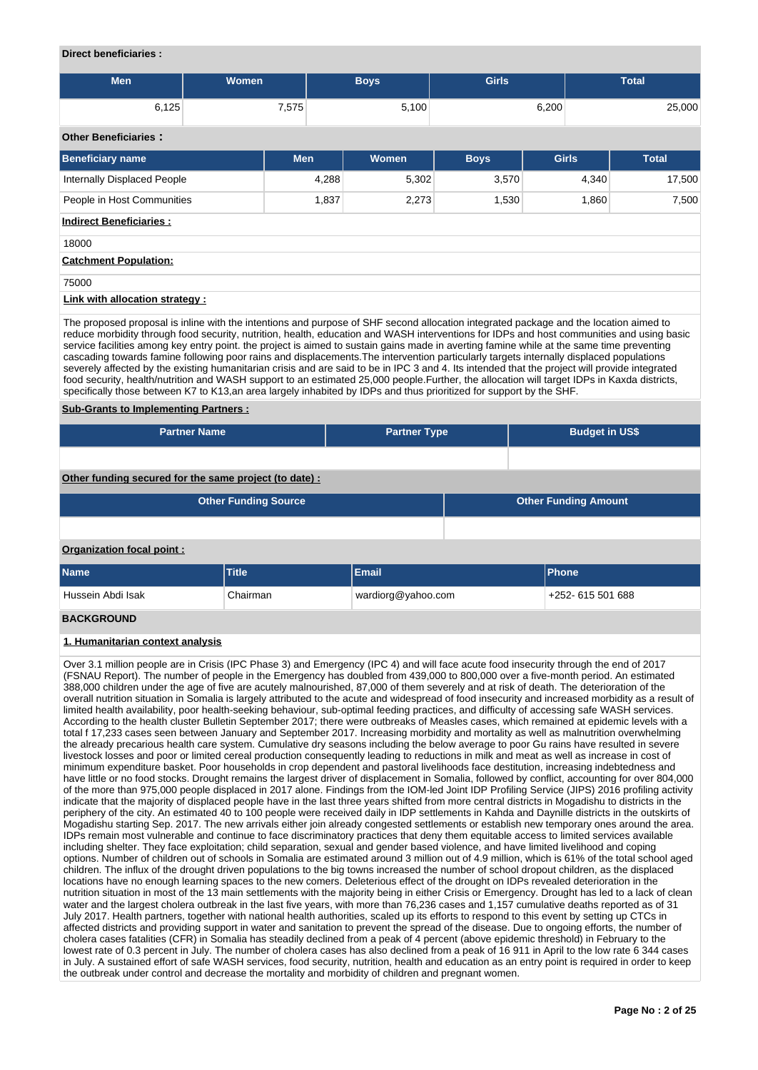**Direct beneficiaries :**

| Men | Women | Boys | Girls | Total |
|---|---|---|---|---|
| 6,125 | 7,575 | 5,100 | 6,200 | 25,000 |

**Other Beneficiaries :**

| Beneficiary name | Men | Women | Boys | Girls | Total |
|---|---|---|---|---|---|
| Internally Displaced People | 4,288 | 5,302 | 3,570 | 4,340 | 17,500 |
| People in Host Communities | 1,837 | 2,273 | 1,530 | 1,860 | 7,500 |

**Indirect Beneficiaries :**

18000

**Catchment Population:**

75000

**Link with allocation strategy :**

The proposed proposal is inline with the intentions and purpose of SHF second allocation integrated package and the location aimed to reduce morbidity through food security, nutrition, health, education and WASH interventions for IDPs and host communities and using basic service facilities among key entry point. the project is aimed to sustain gains made in averting famine while at the same time preventing cascading towards famine following poor rains and displacements.The intervention particularly targets internally displaced populations severely affected by the existing humanitarian crisis and are said to be in IPC 3 and 4. Its intended that the project will provide integrated food security, health/nutrition and WASH support to an estimated 25,000 people.Further, the allocation will target IDPs in Kaxda districts, specifically those between K7 to K13,an area largely inhabited by IDPs and thus prioritized for support by the SHF.

**Sub-Grants to Implementing Partners :**

| Partner Name | Partner Type | Budget in US$ |
|---|---|---|
| | | |

**Other funding secured for the same project (to date) :**

| Other Funding Source | Other Funding Amount |
|---|---|
| | |

**Organization focal point :**

| Name | Title | Email | Phone |
|---|---|---|---|
| Hussein Abdi Isak | Chairman | wardiorg@yahoo.com | +252- 615 501 688 |

## BACKGROUND

**1. Humanitarian context analysis**

Over 3.1 million people are in Crisis (IPC Phase 3) and Emergency (IPC 4) and will face acute food insecurity through the end of 2017 (FSNAU Report). The number of people in the Emergency has doubled from 439,000 to 800,000 over a five-month period. An estimated 388,000 children under the age of five are acutely malnourished, 87,000 of them severely and at risk of death. The deterioration of the overall nutrition situation in Somalia is largely attributed to the acute and widespread of food insecurity and increased morbidity as a result of limited health availability, poor health-seeking behaviour, sub-optimal feeding practices, and difficulty of accessing safe WASH services. According to the health cluster Bulletin September 2017; there were outbreaks of Measles cases, which remained at epidemic levels with a total f 17,233 cases seen between January and September 2017. Increasing morbidity and mortality as well as malnutrition overwhelming the already precarious health care system. Cumulative dry seasons including the below average to poor Gu rains have resulted in severe livestock losses and poor or limited cereal production consequently leading to reductions in milk and meat as well as increase in cost of minimum expenditure basket. Poor households in crop dependent and pastoral livelihoods face destitution, increasing indebtedness and have little or no food stocks. Drought remains the largest driver of displacement in Somalia, followed by conflict, accounting for over 804,000 of the more than 975,000 people displaced in 2017 alone. Findings from the IOM-led Joint IDP Profiling Service (JIPS) 2016 profiling activity indicate that the majority of displaced people have in the last three years shifted from more central districts in Mogadishu to districts in the periphery of the city. An estimated 40 to 100 people were received daily in IDP settlements in Kahda and Daynille districts in the outskirts of Mogadishu starting Sep. 2017. The new arrivals either join already congested settlements or establish new temporary ones around the area. IDPs remain most vulnerable and continue to face discriminatory practices that deny them equitable access to limited services available including shelter. They face exploitation; child separation, sexual and gender based violence, and have limited livelihood and coping options. Number of children out of schools in Somalia are estimated around 3 million out of 4.9 million, which is 61% of the total school aged children. The influx of the drought driven populations to the big towns increased the number of school dropout children, as the displaced locations have no enough learning spaces to the new comers. Deleterious effect of the drought on IDPs revealed deterioration in the nutrition situation in most of the 13 main settlements with the majority being in either Crisis or Emergency. Drought has led to a lack of clean water and the largest cholera outbreak in the last five years, with more than 76,236 cases and 1,157 cumulative deaths reported as of 31 July 2017. Health partners, together with national health authorities, scaled up its efforts to respond to this event by setting up CTCs in affected districts and providing support in water and sanitation to prevent the spread of the disease. Due to ongoing efforts, the number of cholera cases fatalities (CFR) in Somalia has steadily declined from a peak of 4 percent (above epidemic threshold) in February to the lowest rate of 0.3 percent in July. The number of cholera cases has also declined from a peak of 16 911 in April to the low rate 6 344 cases in July. A sustained effort of safe WASH services, food security, nutrition, health and education as an entry point is required in order to keep the outbreak under control and decrease the mortality and morbidity of children and pregnant women.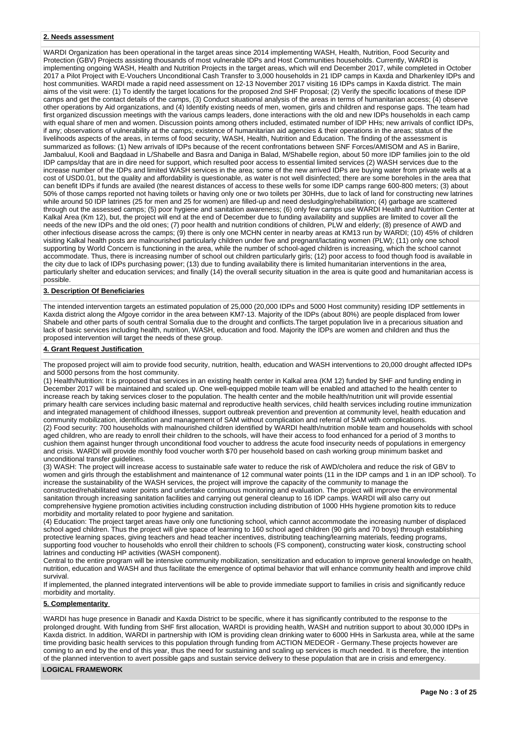## 2. Needs assessment

WARDI Organization has been operational in the target areas since 2014 implementing WASH, Health, Nutrition, Food Security and Protection (GBV) Projects assisting thousands of most vulnerable IDPs and Host Communities households. Currently, WARDI is implementing ongoing WASH, Health and Nutrition Projects in the target areas, which will end December 2017, while completed in October 2017 a Pilot Project with E-Vouchers Unconditional Cash Transfer to 3,000 households in 21 IDP camps in Kaxda and Dharkenley IDPs and host communities. WARDI made a rapid need assessment on 12-13 November 2017 visiting 16 IDPs camps in Kaxda district. The main aims of the visit were: (1) To identify the target locations for the proposed 2nd SHF Proposal; (2) Verify the specific locations of these IDP camps and get the contact details of the camps, (3) Conduct situational analysis of the areas in terms of humanitarian access; (4) observe other operations by Aid organizations, and (4) Identify existing needs of men, women, girls and children and response gaps. The team had first organized discussion meetings with the various camps leaders, done interactions with the old and new IDPs households in each camp with equal share of men and women. Discussion points among others included, estimated number of IDP HHs; new arrivals of conflict IDPs, if any; observations of vulnerability at the camps; existence of humanitarian aid agencies & their operations in the areas; status of the livelihoods aspects of the areas, in terms of food security, WASH, Health, Nutrition and Education. The finding of the assessment is summarized as follows: (1) New arrivals of IDPs because of the recent confrontations between SNF Forces/AMISOM and AS in Bariire, Jambaluul, Kooli and Baqdaad in L/Shabelle and Basra and Daniga in Balad, M/Shabelle region, about 50 more IDP families join to the old IDP camps/day that are in dire need for support, which resulted poor access to essential limited services (2) WASH services due to the increase number of the IDPs and limited WASH services in the area; some of the new arrived IDPs are buying water from private wells at a cost of USD0.01, but the quality and affordability is questionable, as water is not well disinfected; there are some boreholes in the area that can benefit IDPs if funds are availed (the nearest distances of access to these wells for some IDP camps range 600-800 meters; (3) about 50% of those camps reported not having toilets or having only one or two toilets per 30HHs, due to lack of land for constructing new latrines while around 50 IDP latrines (25 for men and 25 for women) are filled-up and need desludging/rehabilitation; (4) garbage are scattered through out the assessed camps; (5) poor hygiene and sanitation awareness; (6) only few camps use WARDI Health and Nutrition Center at Kalkal Area (Km 12), but, the project will end at the end of December due to funding availability and supplies are limited to cover all the needs of the new IDPs and the old ones; (7) poor health and nutrition conditions of children, PLW and elderly; (8) presence of AWD and other infectious disease across the camps; (9) there is only one MCHN center in nearby areas at KM13 run by WARDI; (10) 45% of children visiting Kalkal health posts are malnourished particularly children under five and pregnant/lactating women (PLW); (11) only one school supporting by World Concern is functioning in the area, while the number of school-aged children is increasing, which the school cannot accommodate. Thus, there is increasing number of school out children particularly girls; (12) poor access to food though food is available in the city due to lack of IDPs purchasing power; (13) due to funding availability there is limited humanitarian interventions in the area, particularly shelter and education services; and finally (14) the overall security situation in the area is quite good and humanitarian access is possible.

## 3. Description Of Beneficiaries

The intended intervention targets an estimated population of 25,000 (20,000 IDPs and 5000 Host community) residing IDP settlements in Kaxda district along the Afgoye corridor in the area between KM7-13. Majority of the IDPs (about 80%) are people displaced from lower Shabele and other parts of south central Somalia due to the drought and conflicts.The target population live in a precarious situation and lack of basic services including health, nutrition, WASH, education and food. Majority the IDPs are women and children and thus the proposed intervention will target the needs of these group.

## 4. Grant Request Justification

The proposed project will aim to provide food security, nutrition, health, education and WASH interventions to 20,000 drought affected IDPs and 5000 persons from the host community.

(1) Health/Nutrition: It is proposed that services in an existing health center in Kalkal area (KM 12) funded by SHF and funding ending in December 2017 will be maintained and scaled up. One well-equipped mobile team will be enabled and attached to the health center to increase reach by taking services closer to the population. The health center and the mobile health/nutrition unit will provide essential primary health care services including basic maternal and reproductive health services, child health services including routine immunization and integrated management of childhood illnesses, support outbreak prevention and prevention at community level, health education and community mobilization, identification and management of SAM without complication and referral of SAM with complications.

(2) Food security: 700 households with malnourished children identified by WARDI health/nutrition mobile team and households with school aged children, who are ready to enroll their children to the schools, will have their access to food enhanced for a period of 3 months to cushion them against hunger through unconditional food voucher to address the acute food insecurity needs of populations in emergency and crisis. WARDI will provide monthly food voucher worth $70 per household based on cash working group minimum basket and unconditional transfer guidelines.

(3) WASH: The project will increase access to sustainable safe water to reduce the risk of AWD/cholera and reduce the risk of GBV to women and girls through the establishment and maintenance of 12 communal water points (11 in the IDP camps and 1 in an IDP school). To increase the sustainability of the WASH services, the project will improve the capacity of the community to manage the constructed/rehabilitated water points and undertake continuous monitoring and evaluation. The project will improve the environmental sanitation through increasing sanitation facilities and carrying out general cleanup to 16 IDP camps. WARDI will also carry out comprehensive hygiene promotion activities including construction including distribution of 1000 HHs hygiene promotion kits to reduce morbidity and mortality related to poor hygiene and sanitation.

(4) Education: The project target areas have only one functioning school, which cannot accommodate the increasing number of displaced school aged children. Thus the project will give space of learning to 160 school aged children (90 girls and 70 boys) through establishing protective learning spaces, giving teachers and head teacher incentives, distributing teaching/learning materials, feeding programs, supporting food voucher to households who enroll their children to schools (FS component), constructing water kiosk, constructing school latrines and conducting HP activities (WASH component).

Central to the entire program will be intensive community mobilization, sensitization and education to improve general knowledge on health, nutrition, education and WASH and thus facilitate the emergence of optimal behavior that will enhance community health and improve child survival.

If implemented, the planned integrated interventions will be able to provide immediate support to families in crisis and significantly reduce morbidity and mortality.

## 5. Complementarity

WARDI has huge presence in Banadir and Kaxda District to be specific, where it has significantly contributed to the response to the prolonged drought. With funding from SHF first allocation, WARDI is providing health, WASH and nutrition support to about 30,000 IDPs in Kaxda district. In addition, WARDI in partnership with IOM is providing clean drinking water to 6000 HHs in Sarkusta area, while at the same time providing basic health services to this population through funding from ACTION MEDEOR - Germany.These projects however are coming to an end by the end of this year, thus the need for sustaining and scaling up services is much needed. It is therefore, the intention of the planned intervention to avert possible gaps and sustain service delivery to these population that are in crisis and emergency.

**LOGICAL FRAMEWORK**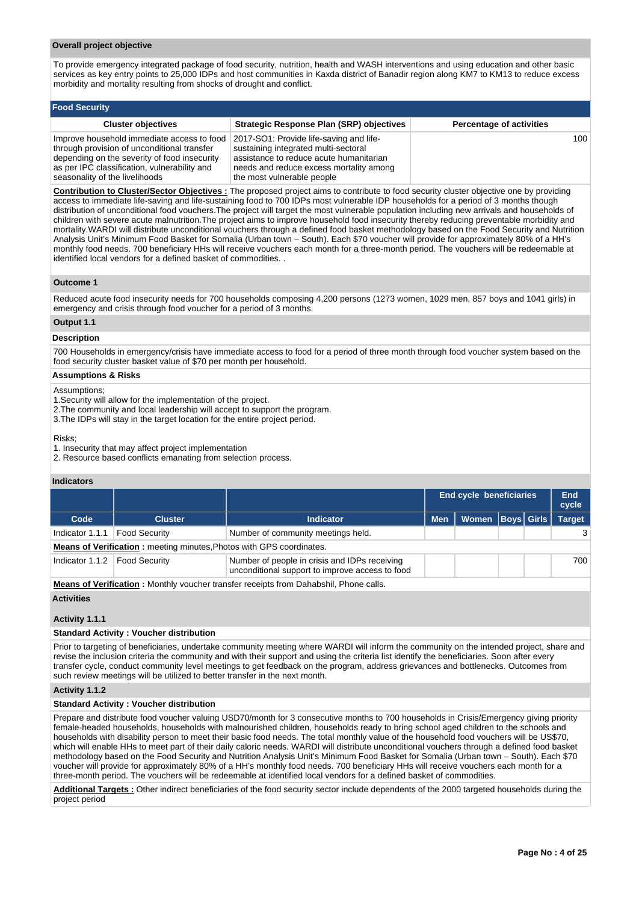### Overall project objective

To provide emergency integrated package of food security, nutrition, health and WASH interventions and using education and other basic services as key entry points to 25,000 IDPs and host communities in Kaxda district of Banadir region along KM7 to KM13 to reduce excess morbidity and mortality resulting from shocks of drought and conflict.

### Food Security

| Cluster objectives | Strategic Response Plan (SRP) objectives | Percentage of activities |
| --- | --- | --- |
| Improve household immediate access to food through provision of unconditional transfer depending on the severity of food insecurity as per IPC classification, vulnerability and seasonality of the livelihoods | 2017-SO1: Provide life-saving and life-sustaining integrated multi-sectoral assistance to reduce acute humanitarian needs and reduce excess mortality among the most vulnerable people | 100 |

**Contribution to Cluster/Sector Objectives :** The proposed project aims to contribute to food security cluster objective one by providing access to immediate life-saving and life-sustaining food to 700 IDPs most vulnerable IDP households for a period of 3 months though distribution of unconditional food vouchers.The project will target the most vulnerable population including new arrivals and households of children with severe acute malnutrition.The project aims to improve household food insecurity thereby reducing preventable morbidity and mortality.WARDI will distribute unconditional vouchers through a defined food basket methodology based on the Food Security and Nutrition Analysis Unit's Minimum Food Basket for Somalia (Urban town – South). Each $70 voucher will provide for approximately 80% of a HH's monthly food needs. 700 beneficiary HHs will receive vouchers each month for a three-month period. The vouchers will be redeemable at identified local vendors for a defined basket of commodities. .

#### Outcome 1

Reduced acute food insecurity needs for 700 households composing 4,200 persons (1273 women, 1029 men, 857 boys and 1041 girls) in emergency and crisis through food voucher for a period of 3 months.

#### Output 1.1

**Description**

700 Households in emergency/crisis have immediate access to food for a period of three month through food voucher system based on the food security cluster basket value of $70 per month per household.

**Assumptions & Risks**

Assumptions;
1.Security will allow for the implementation of the project.
2.The community and local leadership will accept to support the program.
3.The IDPs will stay in the target location for the entire project period.

Risks;
1. Insecurity that may affect project implementation
2. Resource based conflicts emanating from selection process.

**Indicators**

| | | | End cycle beneficiaries | | | | End cycle |
| --- | --- | --- | --- | --- | --- | --- | --- |
| Code | Cluster | Indicator | Men | Women | Boys | Girls | Target |
| Indicator 1.1.1 | Food Security | Number of community meetings held. | | | | | 3 |
| **Means of Verification :** meeting minutes,Photos with GPS coordinates. | | | | | | | |
| Indicator 1.1.2 | Food Security | Number of people in crisis and IDPs receiving unconditional support to improve access to food | | | | | 700 |
| **Means of Verification :** Monthly voucher transfer receipts from Dahabshil, Phone calls. | | | | | | | |

**Activities**

**Activity 1.1.1**

**Standard Activity : Voucher distribution**

Prior to targeting of beneficiaries, undertake community meeting where WARDI will inform the community on the intended project, share and revise the inclusion criteria the community and with their support and using the criteria list identify the beneficiaries. Soon after every transfer cycle, conduct community level meetings to get feedback on the program, address grievances and bottlenecks. Outcomes from such review meetings will be utilized to better transfer in the next month.

**Activity 1.1.2**

**Standard Activity : Voucher distribution**

Prepare and distribute food voucher valuing USD70/month for 3 consecutive months to 700 households in Crisis/Emergency giving priority female-headed households, households with malnourished children, households ready to bring school aged children to the schools and households with disability person to meet their basic food needs. The total monthly value of the household food vouchers will be US$70, which will enable HHs to meet part of their daily caloric needs. WARDI will distribute unconditional vouchers through a defined food basket methodology based on the Food Security and Nutrition Analysis Unit's Minimum Food Basket for Somalia (Urban town – South). Each $70 voucher will provide for approximately 80% of a HH's monthly food needs. 700 beneficiary HHs will receive vouchers each month for a three-month period. The vouchers will be redeemable at identified local vendors for a defined basket of commodities.

**Additional Targets :** Other indirect beneficiaries of the food security sector include dependents of the 2000 targeted households during the project period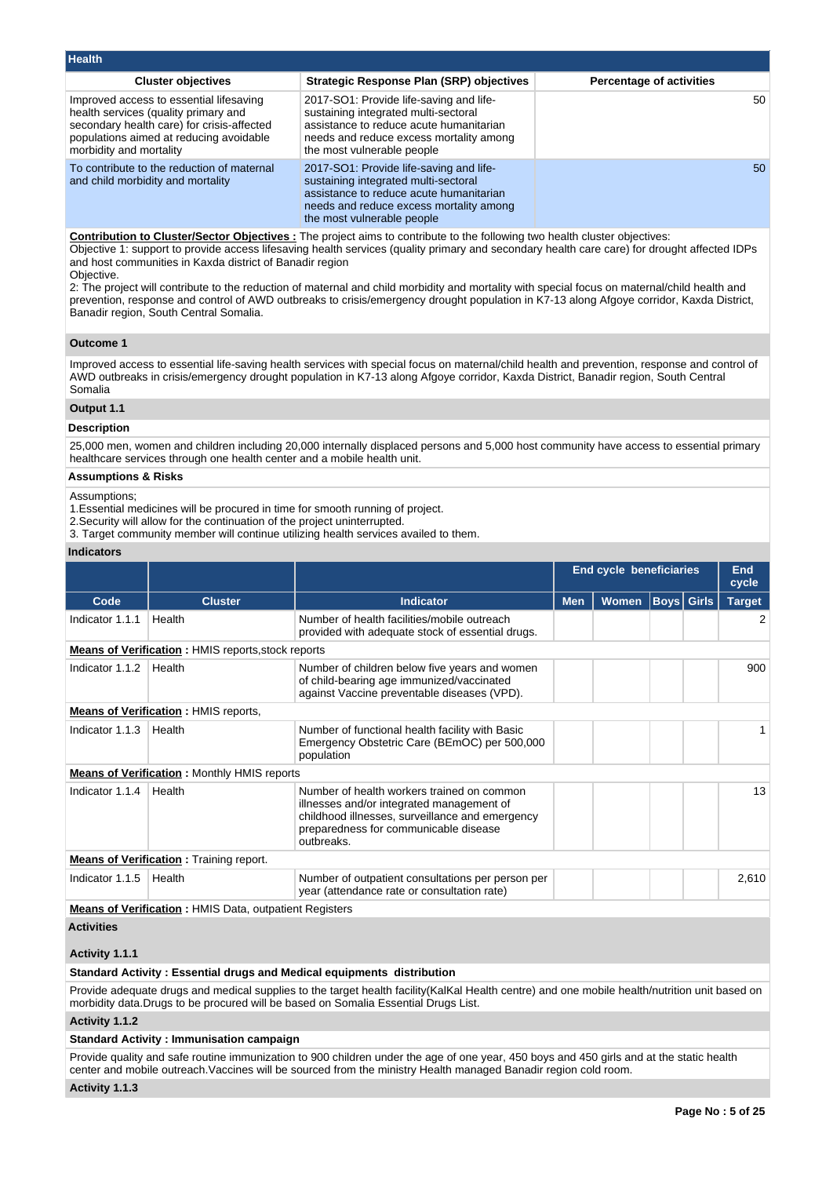## Health

| Cluster objectives | Strategic Response Plan (SRP) objectives | Percentage of activities |
|---|---|---|
| Improved access to essential lifesaving health services (quality primary and secondary health care) for crisis-affected populations aimed at reducing avoidable morbidity and mortality | 2017-SO1: Provide life-saving and life-sustaining integrated multi-sectoral assistance to reduce acute humanitarian needs and reduce excess mortality among the most vulnerable people | 50 |
| To contribute to the reduction of maternal and child morbidity and mortality | 2017-SO1: Provide life-saving and life-sustaining integrated multi-sectoral assistance to reduce acute humanitarian needs and reduce excess mortality among the most vulnerable people | 50 |

**Contribution to Cluster/Sector Objectives :** The project aims to contribute to the following two health cluster objectives:
Objective 1: support to provide access lifesaving health services (quality primary and secondary health care care) for drought affected IDPs and host communities in Kaxda district of Banadir region
Objective.
2: The project will contribute to the reduction of maternal and child morbidity and mortality with special focus on maternal/child health and prevention, response and control of AWD outbreaks to crisis/emergency drought population in K7-13 along Afgoye corridor, Kaxda District, Banadir region, South Central Somalia.

### Outcome 1

Improved access to essential life-saving health services with special focus on maternal/child health and prevention, response and control of AWD outbreaks in crisis/emergency drought population in K7-13 along Afgoye corridor, Kaxda District, Banadir region, South Central Somalia

### Output 1.1

**Description**

25,000 men, women and children including 20,000 internally displaced persons and 5,000 host community have access to essential primary healthcare services through one health center and a mobile health unit.

**Assumptions & Risks**

Assumptions;
1.Essential medicines will be procured in time for smooth running of project.
2.Security will allow for the continuation of the project uninterrupted.
3. Target community member will continue utilizing health services availed to them.

**Indicators**

| | | | End cycle beneficiaries | | | | End cycle |
|---|---|---|---|---|---|---|---|
| Code | Cluster | Indicator | Men | Women | Boys | Girls | Target |
| Indicator 1.1.1 | Health | Number of health facilities/mobile outreach provided with adequate stock of essential drugs. | | | | | 2 |
| **Means of Verification :** HMIS reports,stock reports | | | | | | | |
| Indicator 1.1.2 | Health | Number of children below five years and women of child-bearing age immunized/vaccinated against Vaccine preventable diseases (VPD). | | | | | 900 |
| **Means of Verification :** HMIS reports, | | | | | | | |
| Indicator 1.1.3 | Health | Number of functional health facility with Basic Emergency Obstetric Care (BEmOC) per 500,000 population | | | | | 1 |
| **Means of Verification :** Monthly HMIS reports | | | | | | | |
| Indicator 1.1.4 | Health | Number of health workers trained on common illnesses and/or integrated management of childhood illnesses, surveillance and emergency preparedness for communicable disease outbreaks. | | | | | 13 |
| **Means of Verification :** Training report. | | | | | | | |
| Indicator 1.1.5 | Health | Number of outpatient consultations per person per year (attendance rate or consultation rate) | | | | | 2,610 |
| **Means of Verification :** HMIS Data, outpatient Registers | | | | | | | |

**Activities**

**Activity 1.1.1**

**Standard Activity : Essential drugs and Medical equipments distribution**

Provide adequate drugs and medical supplies to the target health facility(KalKal Health centre) and one mobile health/nutrition unit based on morbidity data.Drugs to be procured will be based on Somalia Essential Drugs List.

**Activity 1.1.2**

**Standard Activity : Immunisation campaign**

Provide quality and safe routine immunization to 900 children under the age of one year, 450 boys and 450 girls and at the static health center and mobile outreach.Vaccines will be sourced from the ministry Health managed Banadir region cold room.

**Activity 1.1.3**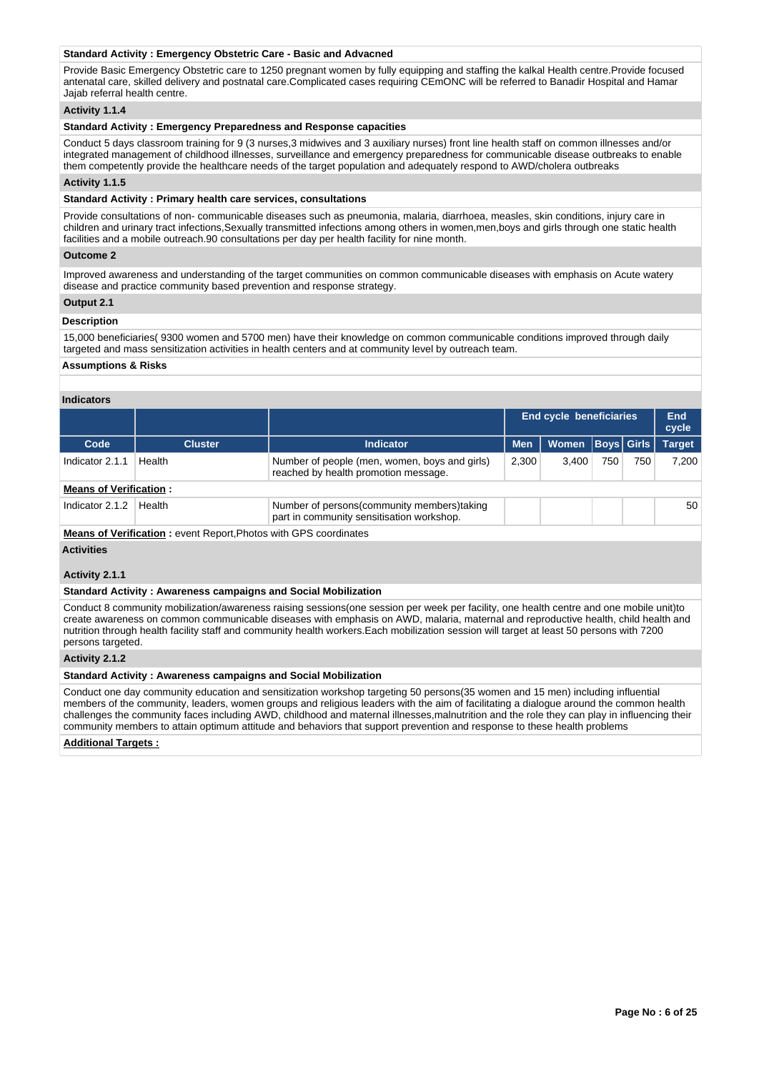**Standard Activity : Emergency Obstetric Care - Basic and Advacned**

Provide Basic Emergency Obstetric care to 1250 pregnant women by fully equipping and staffing the kalkal Health centre.Provide focused antenatal care, skilled delivery and postnatal care.Complicated cases requiring CEmONC will be referred to Banadir Hospital and Hamar Jajab referral health centre.

**Activity 1.1.4**

**Standard Activity : Emergency Preparedness and Response capacities**

Conduct 5 days classroom training for 9 (3 nurses,3 midwives and 3 auxiliary nurses) front line health staff on common illnesses and/or integrated management of childhood illnesses, surveillance and emergency preparedness for communicable disease outbreaks to enable them competently provide the healthcare needs of the target population and adequately respond to AWD/cholera outbreaks

**Activity 1.1.5**

**Standard Activity : Primary health care services, consultations**

Provide consultations of non- communicable diseases such as pneumonia, malaria, diarrhoea, measles, skin conditions, injury care in children and urinary tract infections,Sexually transmitted infections among others in women,men,boys and girls through one static health facilities and a mobile outreach.90 consultations per day per health facility for nine month.

**Outcome 2**

Improved awareness and understanding of the target communities on common communicable diseases with emphasis on Acute watery disease and practice community based prevention and response strategy.

**Output 2.1**

**Description**

15,000 beneficiaries( 9300 women and 5700 men) have their knowledge on common communicable conditions improved through daily targeted and mass sensitization activities in health centers and at community level by outreach team.

**Assumptions & Risks**

**Indicators**

| | | | End cycle beneficiaries | | | | End cycle |
|---|---|---|---|---|---|---|---|
| Code | Cluster | Indicator | Men | Women | Boys | Girls | Target |
| Indicator 2.1.1 | Health | Number of people (men, women, boys and girls) reached by health promotion message. | 2,300 | 3,400 | 750 | 750 | 7,200 |
| **Means of Verification :** | | | | | | | |
| Indicator 2.1.2 | Health | Number of persons(community members)taking part in community sensitisation workshop. | | | | | 50 |
| **Means of Verification :** event Report,Photos with GPS coordinates | | | | | | | |

**Activities**

**Activity 2.1.1**

**Standard Activity : Awareness campaigns and Social Mobilization**

Conduct 8 community mobilization/awareness raising sessions(one session per week per facility, one health centre and one mobile unit)to create awareness on common communicable diseases with emphasis on AWD, malaria, maternal and reproductive health, child health and nutrition through health facility staff and community health workers.Each mobilization session will target at least 50 persons with 7200 persons targeted.

**Activity 2.1.2**

**Standard Activity : Awareness campaigns and Social Mobilization**

Conduct one day community education and sensitization workshop targeting 50 persons(35 women and 15 men) including influential members of the community, leaders, women groups and religious leaders with the aim of facilitating a dialogue around the common health challenges the community faces including AWD, childhood and maternal illnesses,malnutrition and the role they can play in influencing their community members to attain optimum attitude and behaviors that support prevention and response to these health problems

**Additional Targets :**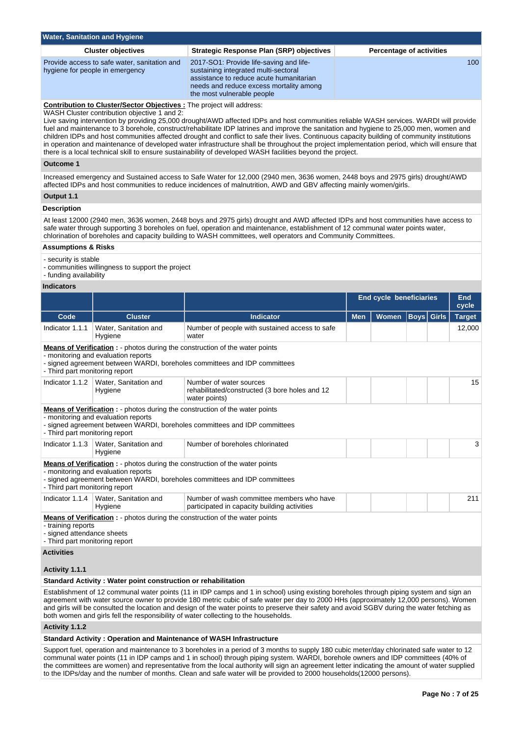## Water, Sanitation and Hygiene

| Cluster objectives | Strategic Response Plan (SRP) objectives | Percentage of activities |
|---|---|---|
| Provide access to safe water, sanitation and hygiene for people in emergency | 2017-SO1: Provide life-saving and life-sustaining integrated multi-sectoral assistance to reduce acute humanitarian needs and reduce excess mortality among the most vulnerable people | 100 |

**Contribution to Cluster/Sector Objectives :** The project will address:
WASH Cluster contribution objective 1 and 2:
Live saving intervention by providing 25,000 drought/AWD affected IDPs and host communities reliable WASH services. WARDI will provide fuel and maintenance to 3 borehole, construct/rehabilitate IDP latrines and improve the sanitation and hygiene to 25,000 men, women and children IDPs and host communities affected drought and conflict to safe their lives. Continuous capacity building of community institutions in operation and maintenance of developed water infrastructure shall be throughout the project implementation period, which will ensure that there is a local technical skill to ensure sustainability of developed WASH facilities beyond the project.

### Outcome 1

Increased emergency and Sustained access to Safe Water for 12,000 (2940 men, 3636 women, 2448 boys and 2975 girls) drought/AWD affected IDPs and host communities to reduce incidences of malnutrition, AWD and GBV affecting mainly women/girls.

### Output 1.1

#### Description

At least 12000 (2940 men, 3636 women, 2448 boys and 2975 girls) drought and AWD affected IDPs and host communities have access to safe water through supporting 3 boreholes on fuel, operation and maintenance, establishment of 12 communal water points water, chlorination of boreholes and capacity building to WASH committees, well operators and Community Committees.

#### Assumptions & Risks

- security is stable
- communities willingness to support the project
- funding availability

#### Indicators

| | | | End cycle beneficiaries | | | | End cycle |
|---|---|---|---|---|---|---|---|
| Code | Cluster | Indicator | Men | Women | Boys | Girls | Target |
| Indicator 1.1.1 | Water, Sanitation and Hygiene | Number of people with sustained access to safe water | | | | | 12,000 |

**Means of Verification :** - photos during the construction of the water points
- monitoring and evaluation reports
- signed agreement between WARDI, boreholes committees and IDP committees
- Third part monitoring report

| Code | Cluster | Indicator | Men | Women | Boys | Girls | Target |
|---|---|---|---|---|---|---|---|
| Indicator 1.1.2 | Water, Sanitation and Hygiene | Number of water sources rehabilitated/constructed (3 bore holes and 12 water points) | | | | | 15 |

**Means of Verification :** - photos during the construction of the water points
- monitoring and evaluation reports
- signed agreement between WARDI, boreholes committees and IDP committees
- Third part monitoring report

| Code | Cluster | Indicator | Men | Women | Boys | Girls | Target |
|---|---|---|---|---|---|---|---|
| Indicator 1.1.3 | Water, Sanitation and Hygiene | Number of boreholes chlorinated | | | | | 3 |

**Means of Verification :** - photos during the construction of the water points
- monitoring and evaluation reports
- signed agreement between WARDI, boreholes committees and IDP committees
- Third part monitoring report

| Code | Cluster | Indicator | Men | Women | Boys | Girls | Target |
|---|---|---|---|---|---|---|---|
| Indicator 1.1.4 | Water, Sanitation and Hygiene | Number of wash committee members who have participated in capacity building activities | | | | | 211 |

**Means of Verification :** - photos during the construction of the water points
- training reports
- signed attendance sheets
- Third part monitoring report

#### Activities

**Activity 1.1.1**

**Standard Activity : Water point construction or rehabilitation**

Establishment of 12 communal water points (11 in IDP camps and 1 in school) using existing boreholes through piping system and sign an agreement with water source owner to provide 180 metric cubic of safe water per day to 2000 HHs (approximately 12,000 persons). Women and girls will be consulted the location and design of the water points to preserve their safety and avoid SGBV during the water fetching as both women and girls fell the responsibility of water collecting to the households.

**Activity 1.1.2**

**Standard Activity : Operation and Maintenance of WASH Infrastructure**

Support fuel, operation and maintenance to 3 boreholes in a period of 3 months to supply 180 cubic meter/day chlorinated safe water to 12 communal water points (11 in IDP camps and 1 in school) through piping system. WARDI, borehole owners and IDP committees (40% of the committees are women) and representative from the local authority will sign an agreement letter indicating the amount of water supplied to the IDPs/day and the number of months. Clean and safe water will be provided to 2000 households(12000 persons).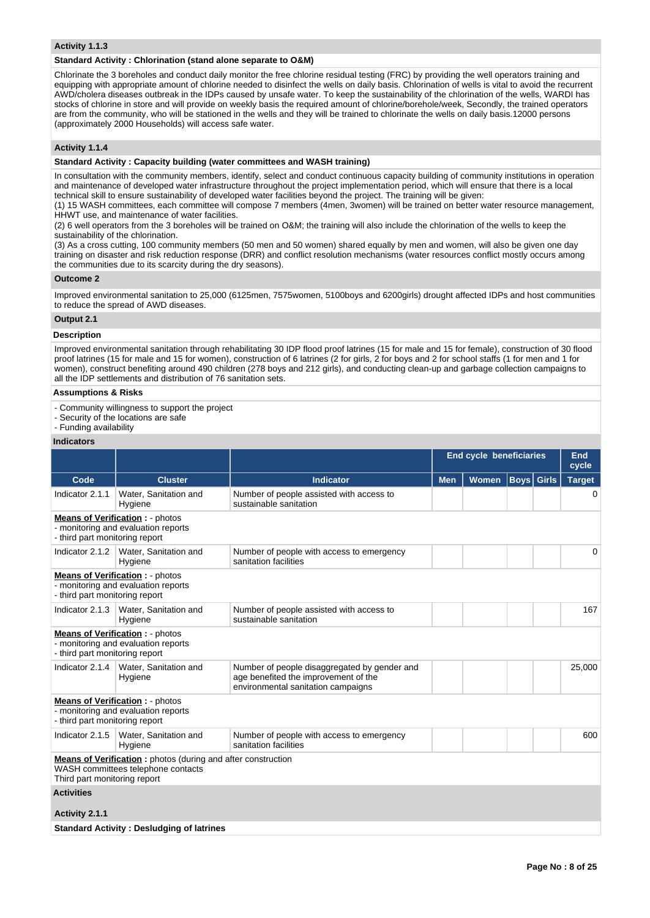### Activity 1.1.3

**Standard Activity : Chlorination (stand alone separate to O&M)**

Chlorinate the 3 boreholes and conduct daily monitor the free chlorine residual testing (FRC) by providing the well operators training and equipping with appropriate amount of chlorine needed to disinfect the wells on daily basis. Chlorination of wells is vital to avoid the recurrent AWD/cholera diseases outbreak in the IDPs caused by unsafe water. To keep the sustainability of the chlorination of the wells, WARDI has stocks of chlorine in store and will provide on weekly basis the required amount of chlorine/borehole/week, Secondly, the trained operators are from the community, who will be stationed in the wells and they will be trained to chlorinate the wells on daily basis.12000 persons (approximately 2000 Households) will access safe water.

### Activity 1.1.4

**Standard Activity : Capacity building (water committees and WASH training)**

In consultation with the community members, identify, select and conduct continuous capacity building of community institutions in operation and maintenance of developed water infrastructure throughout the project implementation period, which will ensure that there is a local technical skill to ensure sustainability of developed water facilities beyond the project. The training will be given:
(1) 15 WASH committees, each committee will compose 7 members (4men, 3women) will be trained on better water resource management, HHWT use, and maintenance of water facilities.
(2) 6 well operators from the 3 boreholes will be trained on O&M; the training will also include the chlorination of the wells to keep the sustainability of the chlorination.
(3) As a cross cutting, 100 community members (50 men and 50 women) shared equally by men and women, will also be given one day training on disaster and risk reduction response (DRR) and conflict resolution mechanisms (water resources conflict mostly occurs among the communities due to its scarcity during the dry seasons).

### Outcome 2

Improved environmental sanitation to 25,000 (6125men, 7575women, 5100boys and 6200girls) drought affected IDPs and host communities to reduce the spread of AWD diseases.

### Output 2.1

**Description**

Improved environmental sanitation through rehabilitating 30 IDP flood proof latrines (15 for male and 15 for female), construction of 30 flood proof latrines (15 for male and 15 for women), construction of 6 latrines (2 for girls, 2 for boys and 2 for school staffs (1 for men and 1 for women), construct benefiting around 490 children (278 boys and 212 girls), and conducting clean-up and garbage collection campaigns to all the IDP settlements and distribution of 76 sanitation sets.

**Assumptions & Risks**

- Community willingness to support the project
- Security of the locations are safe
- Funding availability

**Indicators**

| | | | End cycle beneficiaries | | | | End cycle |
|---|---|---|---|---|---|---|---|
| Code | Cluster | Indicator | Men | Women | Boys | Girls | Target |
| Indicator 2.1.1 | Water, Sanitation and Hygiene | Number of people assisted with access to sustainable sanitation | | | | | 0 |
| **Means of Verification** : - photos<br>- monitoring and evaluation reports<br>- third part monitoring report | | | | | | | |
| Indicator 2.1.2 | Water, Sanitation and Hygiene | Number of people with access to emergency sanitation facilities | | | | | 0 |
| **Means of Verification** : - photos<br>- monitoring and evaluation reports<br>- third part monitoring report | | | | | | | |
| Indicator 2.1.3 | Water, Sanitation and Hygiene | Number of people assisted with access to sustainable sanitation | | | | | 167 |
| **Means of Verification** : - photos<br>- monitoring and evaluation reports<br>- third part monitoring report | | | | | | | |
| Indicator 2.1.4 | Water, Sanitation and Hygiene | Number of people disaggregated by gender and age benefited the improvement of the environmental sanitation campaigns | | | | | 25,000 |
| **Means of Verification** : - photos<br>- monitoring and evaluation reports<br>- third part monitoring report | | | | | | | |
| Indicator 2.1.5 | Water, Sanitation and Hygiene | Number of people with access to emergency sanitation facilities | | | | | 600 |
| **Means of Verification** : photos (during and after construction<br>WASH committees telephone contacts<br>Third part monitoring report | | | | | | | |

**Activities**

### Activity 2.1.1

**Standard Activity : Desludging of latrines**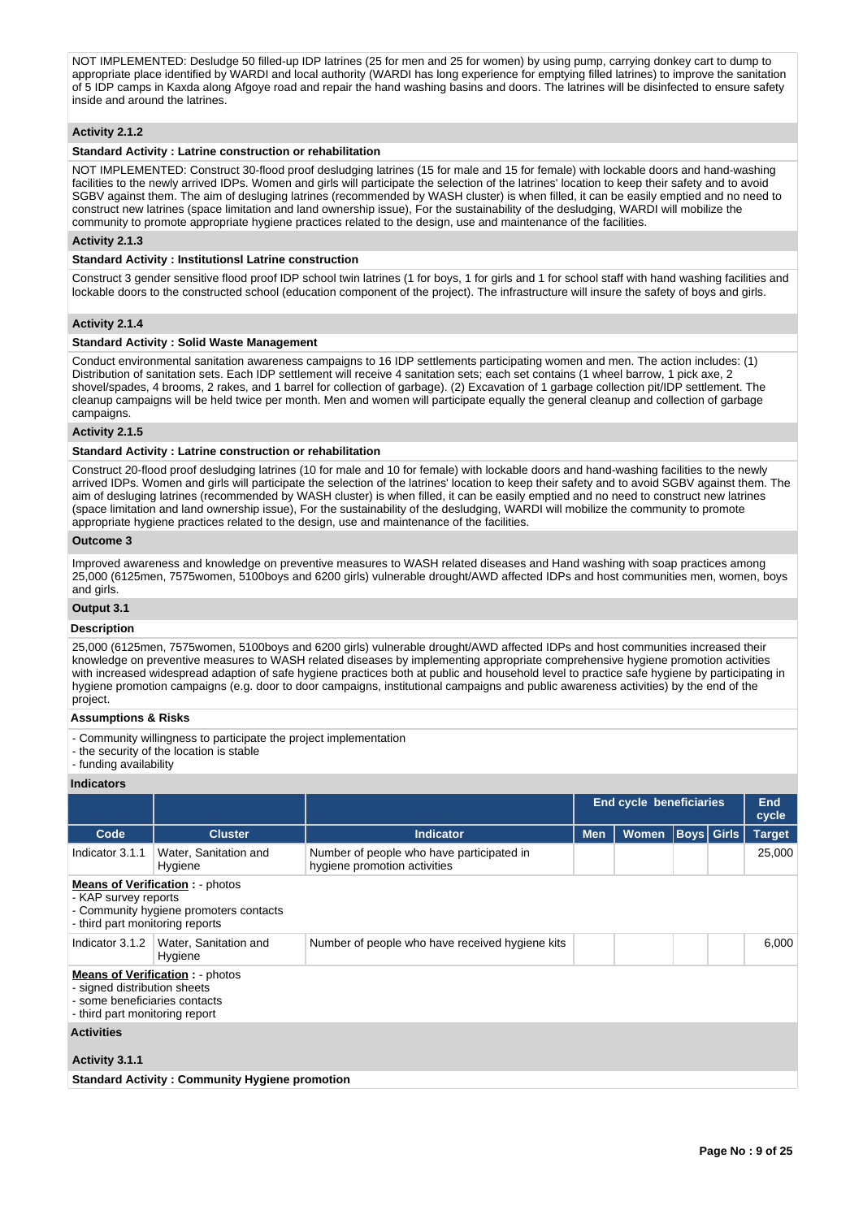NOT IMPLEMENTED: Desludge 50 filled-up IDP latrines (25 for men and 25 for women) by using pump, carrying donkey cart to dump to appropriate place identified by WARDI and local authority (WARDI has long experience for emptying filled latrines) to improve the sanitation of 5 IDP camps in Kaxda along Afgoye road and repair the hand washing basins and doors. The latrines will be disinfected to ensure safety inside and around the latrines.

**Activity 2.1.2**

**Standard Activity : Latrine construction or rehabilitation**

NOT IMPLEMENTED: Construct 30-flood proof desludging latrines (15 for male and 15 for female) with lockable doors and hand-washing facilities to the newly arrived IDPs. Women and girls will participate the selection of the latrines' location to keep their safety and to avoid SGBV against them. The aim of desluging latrines (recommended by WASH cluster) is when filled, it can be easily emptied and no need to construct new latrines (space limitation and land ownership issue), For the sustainability of the desludging, WARDI will mobilize the community to promote appropriate hygiene practices related to the design, use and maintenance of the facilities.

**Activity 2.1.3**

**Standard Activity : Institutionsl Latrine construction**

Construct 3 gender sensitive flood proof IDP school twin latrines (1 for boys, 1 for girls and 1 for school staff with hand washing facilities and lockable doors to the constructed school (education component of the project). The infrastructure will insure the safety of boys and girls.

**Activity 2.1.4**

**Standard Activity : Solid Waste Management**

Conduct environmental sanitation awareness campaigns to 16 IDP settlements participating women and men. The action includes: (1) Distribution of sanitation sets. Each IDP settlement will receive 4 sanitation sets; each set contains (1 wheel barrow, 1 pick axe, 2 shovel/spades, 4 brooms, 2 rakes, and 1 barrel for collection of garbage). (2) Excavation of 1 garbage collection pit/IDP settlement. The cleanup campaigns will be held twice per month. Men and women will participate equally the general cleanup and collection of garbage campaigns.

**Activity 2.1.5**

**Standard Activity : Latrine construction or rehabilitation**

Construct 20-flood proof desludging latrines (10 for male and 10 for female) with lockable doors and hand-washing facilities to the newly arrived IDPs. Women and girls will participate the selection of the latrines' location to keep their safety and to avoid SGBV against them. The aim of desluging latrines (recommended by WASH cluster) is when filled, it can be easily emptied and no need to construct new latrines (space limitation and land ownership issue), For the sustainability of the desludging, WARDI will mobilize the community to promote appropriate hygiene practices related to the design, use and maintenance of the facilities.

**Outcome 3**

Improved awareness and knowledge on preventive measures to WASH related diseases and Hand washing with soap practices among 25,000 (6125men, 7575women, 5100boys and 6200 girls) vulnerable drought/AWD affected IDPs and host communities men, women, boys and girls.

**Output 3.1**

**Description**

25,000 (6125men, 7575women, 5100boys and 6200 girls) vulnerable drought/AWD affected IDPs and host communities increased their knowledge on preventive measures to WASH related diseases by implementing appropriate comprehensive hygiene promotion activities with increased widespread adaption of safe hygiene practices both at public and household level to practice safe hygiene by participating in hygiene promotion campaigns (e.g. door to door campaigns, institutional campaigns and public awareness activities) by the end of the project.

**Assumptions & Risks**

- Community willingness to participate the project implementation
- the security of the location is stable
- funding availability

**Indicators**

| | | | End cycle beneficiaries | | | | End cycle |
|---|---|---|---|---|---|---|---|
| **Code** | **Cluster** | **Indicator** | **Men** | **Women** | **Boys** | **Girls** | **Target** |
| Indicator 3.1.1 | Water, Sanitation and Hygiene | Number of people who have participated in hygiene promotion activities | | | | | 25,000 |

**Means of Verification :** - photos
- KAP survey reports
- Community hygiene promoters contacts
- third part monitoring reports

| | | | | | | | |
|---|---|---|---|---|---|---|---|
| Indicator 3.1.2 | Water, Sanitation and Hygiene | Number of people who have received hygiene kits | | | | | 6,000 |

**Means of Verification :** - photos
- signed distribution sheets
- some beneficiaries contacts
- third part monitoring report

**Activities**

**Activity 3.1.1**

**Standard Activity : Community Hygiene promotion**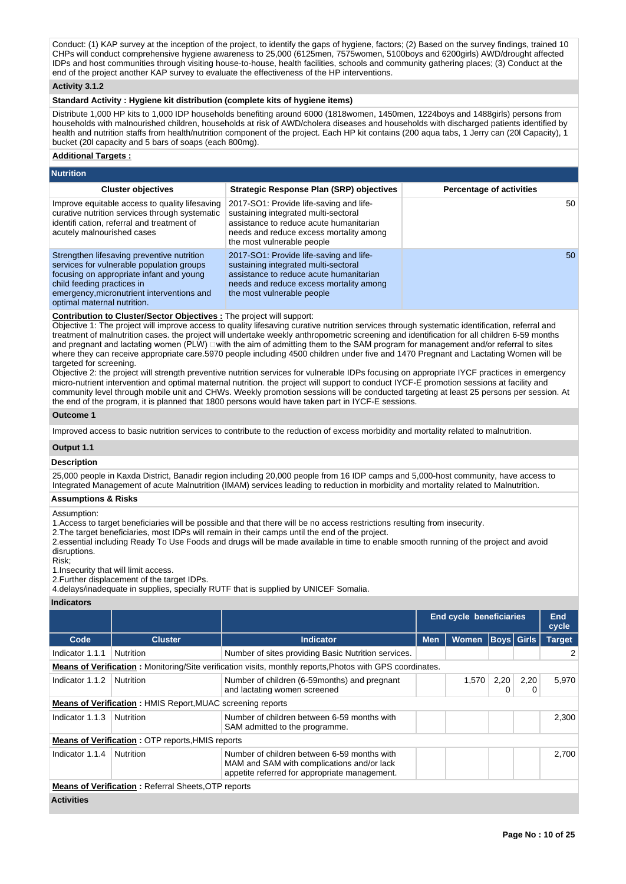Conduct: (1) KAP survey at the inception of the project, to identify the gaps of hygiene, factors; (2) Based on the survey findings, trained 10 CHPs will conduct comprehensive hygiene awareness to 25,000 (6125men, 7575women, 5100boys and 6200girls) AWD/drought affected IDPs and host communities through visiting house-to-house, health facilities, schools and community gathering places; (3) Conduct at the end of the project another KAP survey to evaluate the effectiveness of the HP interventions.

**Activity 3.1.2**

**Standard Activity : Hygiene kit distribution (complete kits of hygiene items)**

Distribute 1,000 HP kits to 1,000 IDP households benefiting around 6000 (1818women, 1450men, 1224boys and 1488girls) persons from households with malnourished children, households at risk of AWD/cholera diseases and households with discharged patients identified by health and nutrition staffs from health/nutrition component of the project. Each HP kit contains (200 aqua tabs, 1 Jerry can (20l Capacity), 1 bucket (20l capacity and 5 bars of soaps (each 800mg).

**Additional Targets :**

## Nutrition

| Cluster objectives | Strategic Response Plan (SRP) objectives | Percentage of activities |
|---|---|---|
| Improve equitable access to quality lifesaving curative nutrition services through systematic identifi cation, referral and treatment of acutely malnourished cases | 2017-SO1: Provide life-saving and life-sustaining integrated multi-sectoral assistance to reduce acute humanitarian needs and reduce excess mortality among the most vulnerable people | 50 |
| Strengthen lifesaving preventive nutrition services for vulnerable population groups focusing on appropriate infant and young child feeding practices in emergency,micronutrient interventions and optimal maternal nutrition. | 2017-SO1: Provide life-saving and life-sustaining integrated multi-sectoral assistance to reduce acute humanitarian needs and reduce excess mortality among the most vulnerable people | 50 |

**Contribution to Cluster/Sector Objectives :** The project will support:
Objective 1: The project will improve access to quality lifesaving curative nutrition services through systematic identification, referral and treatment of malnutrition cases. the project will undertake weekly anthropometric screening and identification for all children 6-59 months and pregnant and lactating women (PLW) with the aim of admitting them to the SAM program for management and/or referral to sites where they can receive appropriate care.5970 people including 4500 children under five and 1470 Pregnant and Lactating Women will be targeted for screening.
Objective 2: the project will strength preventive nutrition services for vulnerable IDPs focusing on appropriate IYCF practices in emergency micro-nutrient intervention and optimal maternal nutrition. the project will support to conduct IYCF-E promotion sessions at facility and community level through mobile unit and CHWs. Weekly promotion sessions will be conducted targeting at least 25 persons per session. At the end of the program, it is planned that 1800 persons would have taken part in IYCF-E sessions.

**Outcome 1**

Improved access to basic nutrition services to contribute to the reduction of excess morbidity and mortality related to malnutrition.

**Output 1.1**

**Description**

25,000 people in Kaxda District, Banadir region including 20,000 people from 16 IDP camps and 5,000-host community, have access to Integrated Management of acute Malnutrition (IMAM) services leading to reduction in morbidity and mortality related to Malnutrition.

**Assumptions & Risks**

Assumption:
1.Access to target beneficiaries will be possible and that there will be no access restrictions resulting from insecurity.
2.The target beneficiaries, most IDPs will remain in their camps until the end of the project.
2.essential including Ready To Use Foods and drugs will be made available in time to enable smooth running of the project and avoid disruptions.
Risk;
1.Insecurity that will limit access.
2.Further displacement of the target IDPs.
4.delays/inadequate in supplies, specially RUTF that is supplied by UNICEF Somalia.

**Indicators**

| | | | End cycle beneficiaries | | | | End cycle |
|---|---|---|---|---|---|---|---|
| Code | Cluster | Indicator | Men | Women | Boys | Girls | Target |
| Indicator 1.1.1 | Nutrition | Number of sites providing Basic Nutrition services. | | | | | 2 |
| **Means of Verification :** Monitoring/Site verification visits, monthly reports,Photos with GPS coordinates. | | | | | | | |
| Indicator 1.1.2 | Nutrition | Number of children (6-59months) and pregnant and lactating women screened | | 1,570 | 2,200 | 2,200 | 5,970 |
| **Means of Verification :** HMIS Report,MUAC screening reports | | | | | | | |
| Indicator 1.1.3 | Nutrition | Number of children between 6-59 months with SAM admitted to the programme. | | | | | 2,300 |
| **Means of Verification :** OTP reports,HMIS reports | | | | | | | |
| Indicator 1.1.4 | Nutrition | Number of children between 6-59 months with MAM and SAM with complications and/or lack appetite referred for appropriate management. | | | | | 2,700 |
| **Means of Verification :** Referral Sheets,OTP reports | | | | | | | |

**Activities**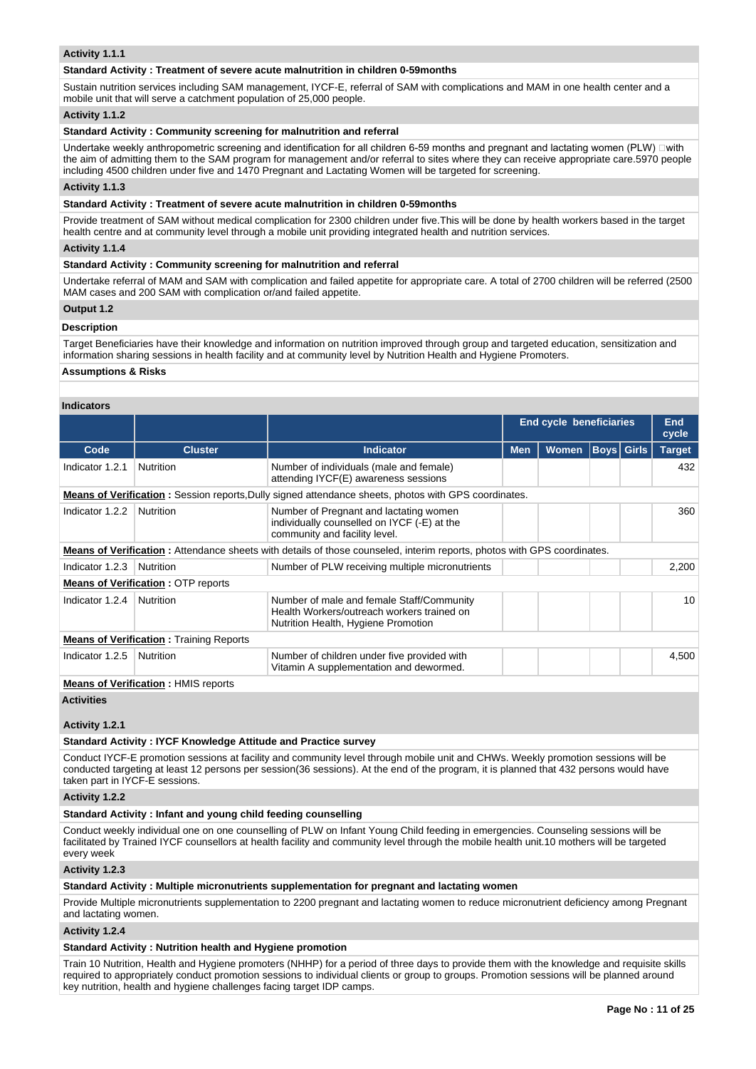### Activity 1.1.1

**Standard Activity : Treatment of severe acute malnutrition in children 0-59months**

Sustain nutrition services including SAM management, IYCF-E, referral of SAM with complications and MAM in one health center and a mobile unit that will serve a catchment population of 25,000 people.

### Activity 1.1.2

**Standard Activity : Community screening for malnutrition and referral**

Undertake weekly anthropometric screening and identification for all children 6-59 months and pregnant and lactating women (PLW) with the aim of admitting them to the SAM program for management and/or referral to sites where they can receive appropriate care.5970 people including 4500 children under five and 1470 Pregnant and Lactating Women will be targeted for screening.

### Activity 1.1.3

**Standard Activity : Treatment of severe acute malnutrition in children 0-59months**

Provide treatment of SAM without medical complication for 2300 children under five.This will be done by health workers based in the target health centre and at community level through a mobile unit providing integrated health and nutrition services.

### Activity 1.1.4

**Standard Activity : Community screening for malnutrition and referral**

Undertake referral of MAM and SAM with complication and failed appetite for appropriate care. A total of 2700 children will be referred (2500 MAM cases and 200 SAM with complication or/and failed appetite.

## Output 1.2

### Description

Target Beneficiaries have their knowledge and information on nutrition improved through group and targeted education, sensitization and information sharing sessions in health facility and at community level by Nutrition Health and Hygiene Promoters.

### Assumptions & Risks

### Indicators

| | | | End cycle beneficiaries | | | | End cycle |
|---|---|---|---|---|---|---|---|
| **Code** | **Cluster** | **Indicator** | **Men** | **Women** | **Boys** | **Girls** | **Target** |
| Indicator 1.2.1 | Nutrition | Number of individuals (male and female) attending IYCF(E) awareness sessions | | | | | 432 |
| **Means of Verification :** Session reports,Dully signed attendance sheets, photos with GPS coordinates. | | | | | | | |
| Indicator 1.2.2 | Nutrition | Number of Pregnant and lactating women individually counselled on IYCF (-E) at the community and facility level. | | | | | 360 |
| **Means of Verification :** Attendance sheets with details of those counseled, interim reports, photos with GPS coordinates. | | | | | | | |
| Indicator 1.2.3 | Nutrition | Number of PLW receiving multiple micronutrients | | | | | 2,200 |
| **Means of Verification :** OTP reports | | | | | | | |
| Indicator 1.2.4 | Nutrition | Number of male and female Staff/Community Health Workers/outreach workers trained on Nutrition Health, Hygiene Promotion | | | | | 10 |
| **Means of Verification :** Training Reports | | | | | | | |
| Indicator 1.2.5 | Nutrition | Number of children under five provided with Vitamin A supplementation and dewormed. | | | | | 4,500 |
| **Means of Verification :** HMIS reports | | | | | | | |

### Activities

### Activity 1.2.1

**Standard Activity : IYCF Knowledge Attitude and Practice survey**

Conduct IYCF-E promotion sessions at facility and community level through mobile unit and CHWs. Weekly promotion sessions will be conducted targeting at least 12 persons per session(36 sessions). At the end of the program, it is planned that 432 persons would have taken part in IYCF-E sessions.

### Activity 1.2.2

**Standard Activity : Infant and young child feeding counselling**

Conduct weekly individual one on one counselling of PLW on Infant Young Child feeding in emergencies. Counseling sessions will be facilitated by Trained IYCF counsellors at health facility and community level through the mobile health unit.10 mothers will be targeted every week

### Activity 1.2.3

**Standard Activity : Multiple micronutrients supplementation for pregnant and lactating women**

Provide Multiple micronutrients supplementation to 2200 pregnant and lactating women to reduce micronutrient deficiency among Pregnant and lactating women.

### Activity 1.2.4

**Standard Activity : Nutrition health and Hygiene promotion**

Train 10 Nutrition, Health and Hygiene promoters (NHHP) for a period of three days to provide them with the knowledge and requisite skills required to appropriately conduct promotion sessions to individual clients or group to groups. Promotion sessions will be planned around key nutrition, health and hygiene challenges facing target IDP camps.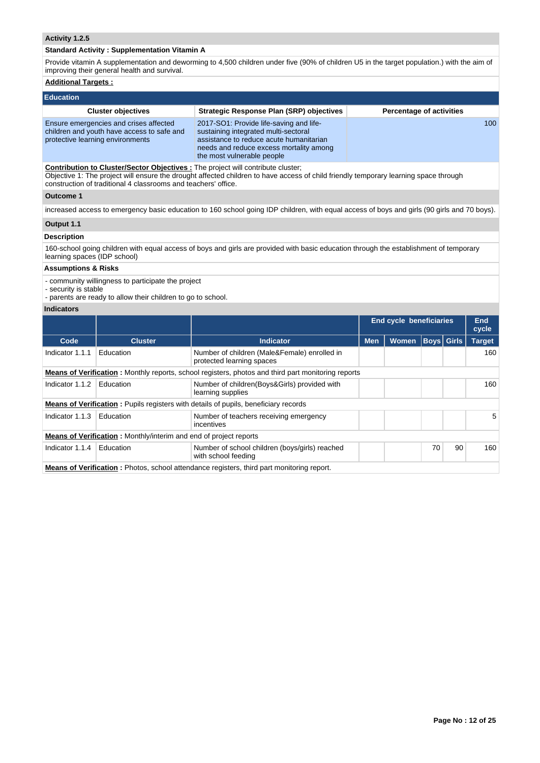**Activity 1.2.5**

**Standard Activity : Supplementation Vitamin A**

Provide vitamin A supplementation and deworming to 4,500 children under five (90% of children U5 in the target population.) with the aim of improving their general health and survival.

**Additional Targets :**

## Education

| Cluster objectives | Strategic Response Plan (SRP) objectives | Percentage of activities |
|---|---|---|
| Ensure emergencies and crises affected children and youth have access to safe and protective learning environments | 2017-SO1: Provide life-saving and life-sustaining integrated multi-sectoral assistance to reduce acute humanitarian needs and reduce excess mortality among the most vulnerable people | 100 |

**Contribution to Cluster/Sector Objectives :** The project will contribute cluster;
Objective 1: The project will ensure the drought affected children to have access of child friendly temporary learning space through construction of traditional 4 classrooms and teachers' office.

**Outcome 1**

increased access to emergency basic education to 160 school going IDP children, with equal access of boys and girls (90 girls and 70 boys).

**Output 1.1**

**Description**

160-school going children with equal access of boys and girls are provided with basic education through the establishment of temporary learning spaces (IDP school)

**Assumptions & Risks**

- community willingness to participate the project
- security is stable
- parents are ready to allow their children to go to school.

**Indicators**

| | | | End cycle beneficiaries | | | | End cycle |
|---|---|---|---|---|---|---|---|
| **Code** | **Cluster** | **Indicator** | **Men** | **Women** | **Boys** | **Girls** | **Target** |
| Indicator 1.1.1 | Education | Number of children (Male&Female) enrolled in protected learning spaces | | | | | 160 |
| **Means of Verification :** Monthly reports, school registers, photos and third part monitoring reports | | | | | | | |
| Indicator 1.1.2 | Education | Number of children(Boys&Girls) provided with learning supplies | | | | | 160 |
| **Means of Verification :** Pupils registers with details of pupils, beneficiary records | | | | | | | |
| Indicator 1.1.3 | Education | Number of teachers receiving emergency incentives | | | | | 5 |
| **Means of Verification :** Monthly/interim and end of project reports | | | | | | | |
| Indicator 1.1.4 | Education | Number of school children (boys/girls) reached with school feeding | | | 70 | 90 | 160 |
| **Means of Verification :** Photos, school attendance registers, third part monitoring report. | | | | | | | |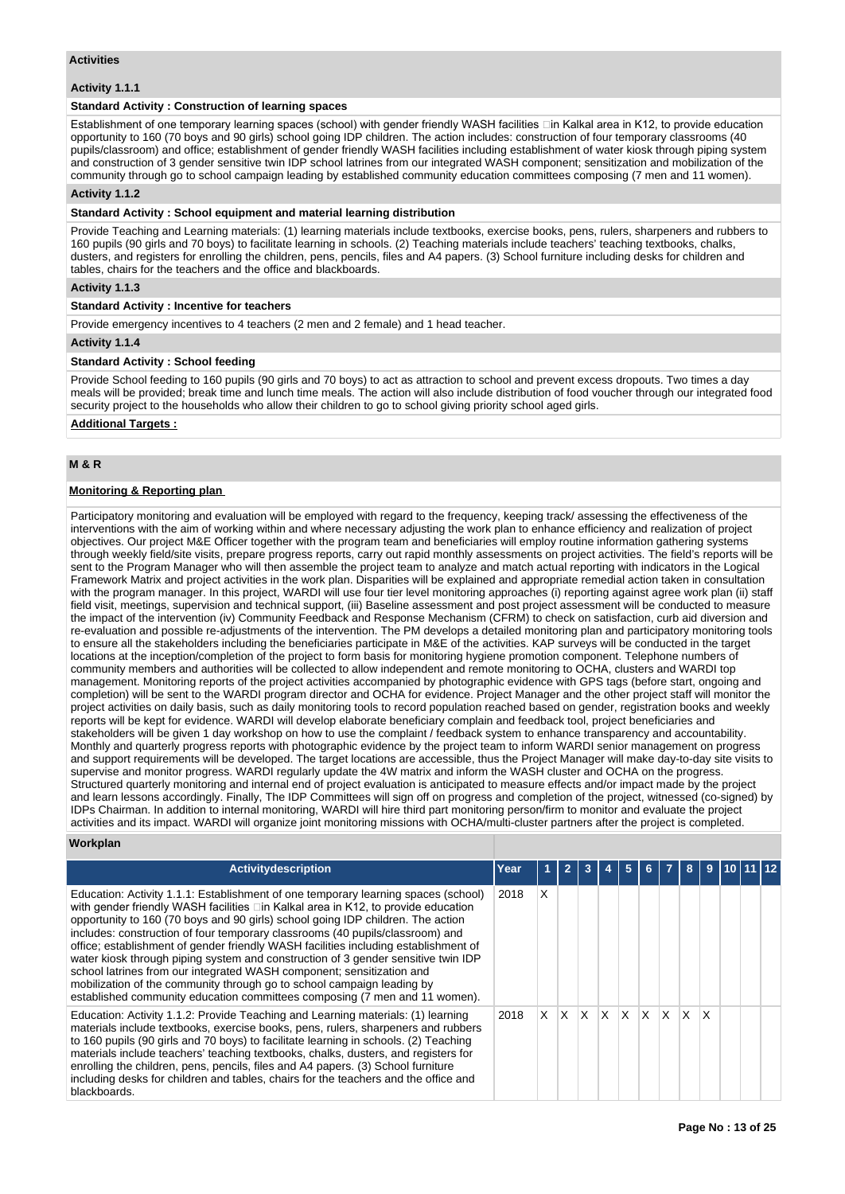## Activities

### Activity 1.1.1

**Standard Activity : Construction of learning spaces**

Establishment of one temporary learning spaces (school) with gender friendly WASH facilities in Kalkal area in K12, to provide education opportunity to 160 (70 boys and 90 girls) school going IDP children. The action includes: construction of four temporary classrooms (40 pupils/classroom) and office; establishment of gender friendly WASH facilities including establishment of water kiosk through piping system and construction of 3 gender sensitive twin IDP school latrines from our integrated WASH component; sensitization and mobilization of the community through go to school campaign leading by established community education committees composing (7 men and 11 women).

### Activity 1.1.2

**Standard Activity : School equipment and material learning distribution**

Provide Teaching and Learning materials: (1) learning materials include textbooks, exercise books, pens, rulers, sharpeners and rubbers to 160 pupils (90 girls and 70 boys) to facilitate learning in schools. (2) Teaching materials include teachers' teaching textbooks, chalks, dusters, and registers for enrolling the children, pens, pencils, files and A4 papers. (3) School furniture including desks for children and tables, chairs for the teachers and the office and blackboards.

### Activity 1.1.3

**Standard Activity : Incentive for teachers**

Provide emergency incentives to 4 teachers (2 men and 2 female) and 1 head teacher.

### Activity 1.1.4

**Standard Activity : School feeding**

Provide School feeding to 160 pupils (90 girls and 70 boys) to act as attraction to school and prevent excess dropouts. Two times a day meals will be provided; break time and lunch time meals. The action will also include distribution of food voucher through our integrated food security project to the households who allow their children to go to school giving priority school aged girls.

**Additional Targets :**

## M & R

**Monitoring & Reporting plan**

Participatory monitoring and evaluation will be employed with regard to the frequency, keeping track/ assessing the effectiveness of the interventions with the aim of working within and where necessary adjusting the work plan to enhance efficiency and realization of project objectives. Our project M&E Officer together with the program team and beneficiaries will employ routine information gathering systems through weekly field/site visits, prepare progress reports, carry out rapid monthly assessments on project activities. The field's reports will be sent to the Program Manager who will then assemble the project team to analyze and match actual reporting with indicators in the Logical Framework Matrix and project activities in the work plan. Disparities will be explained and appropriate remedial action taken in consultation with the program manager. In this project, WARDI will use four tier level monitoring approaches (i) reporting against agree work plan (ii) staff field visit, meetings, supervision and technical support, (iii) Baseline assessment and post project assessment will be conducted to measure the impact of the intervention (iv) Community Feedback and Response Mechanism (CFRM) to check on satisfaction, curb aid diversion and re-evaluation and possible re-adjustments of the intervention. The PM develops a detailed monitoring plan and participatory monitoring tools to ensure all the stakeholders including the beneficiaries participate in M&E of the activities. KAP surveys will be conducted in the target locations at the inception/completion of the project to form basis for monitoring hygiene promotion component. Telephone numbers of community members and authorities will be collected to allow independent and remote monitoring to OCHA, clusters and WARDI top management. Monitoring reports of the project activities accompanied by photographic evidence with GPS tags (before start, ongoing and completion) will be sent to the WARDI program director and OCHA for evidence. Project Manager and the other project staff will monitor the project activities on daily basis, such as daily monitoring tools to record population reached based on gender, registration books and weekly reports will be kept for evidence. WARDI will develop elaborate beneficiary complain and feedback tool, project beneficiaries and stakeholders will be given 1 day workshop on how to use the complaint / feedback system to enhance transparency and accountability. Monthly and quarterly progress reports with photographic evidence by the project team to inform WARDI senior management on progress and support requirements will be developed. The target locations are accessible, thus the Project Manager will make day-to-day site visits to supervise and monitor progress. WARDI regularly update the 4W matrix and inform the WASH cluster and OCHA on the progress. Structured quarterly monitoring and internal end of project evaluation is anticipated to measure effects and/or impact made by the project and learn lessons accordingly. Finally, The IDP Committees will sign off on progress and completion of the project, witnessed (co-signed) by IDPs Chairman. In addition to internal monitoring, WARDI will hire third part monitoring person/firm to monitor and evaluate the project activities after the project is completed. WARDI will organize joint monitoring missions with OCHA/multi-cluster partners after the project is completed.

### Workplan

| Activitydescription | Year | 1 | 2 | 3 | 4 | 5 | 6 | 7 | 8 | 9 | 10 | 11 | 12 |
|---|---|---|---|---|---|---|---|---|---|---|---|---|---|
| Education: Activity 1.1.1: Establishment of one temporary learning spaces (school) with gender friendly WASH facilities in Kalkal area in K12, to provide education opportunity to 160 (70 boys and 90 girls) school going IDP children. The action includes: construction of four temporary classrooms (40 pupils/classroom) and office; establishment of gender friendly WASH facilities including establishment of water kiosk through piping system and construction of 3 gender sensitive twin IDP school latrines from our integrated WASH component; sensitization and mobilization of the community through go to school campaign leading by established community education committees composing (7 men and 11 women). | 2018 | X | | | | | | | | | | | |
| Education: Activity 1.1.2: Provide Teaching and Learning materials: (1) learning materials include textbooks, exercise books, pens, rulers, sharpeners and rubbers to 160 pupils (90 girls and 70 boys) to facilitate learning in schools. (2) Teaching materials include teachers' teaching textbooks, chalks, dusters, and registers for enrolling the children, pens, pencils, files and A4 papers. (3) School furniture including desks for children and tables, chairs for the teachers and the office and blackboards. | 2018 | X | X | X | X | X | X | X | X | X | | | |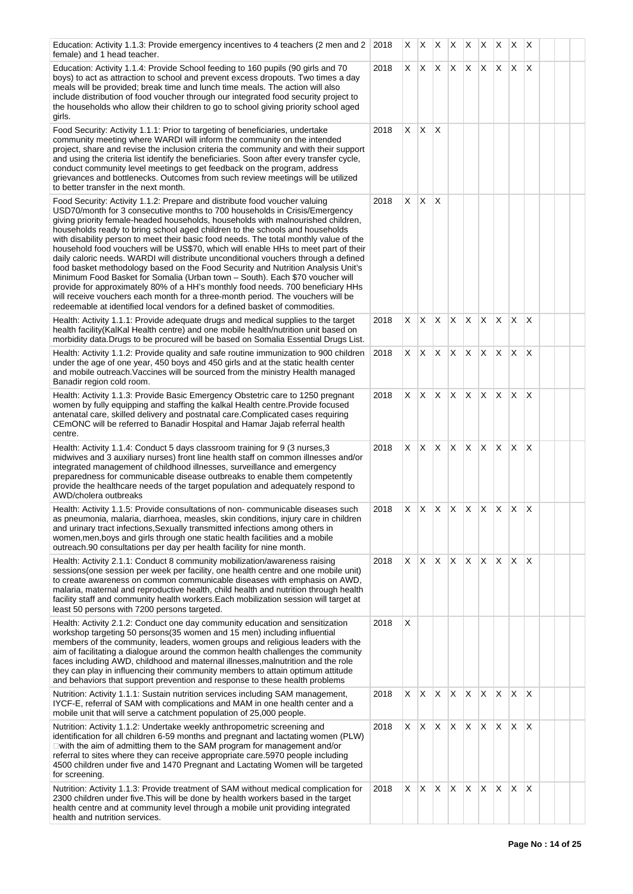| | | | | | | | | | | | | | |
|---|---|---|---|---|---|---|---|---|---|---|---|---|---|
| Education: Activity 1.1.3: Provide emergency incentives to 4 teachers (2 men and 2 female) and 1 head teacher. | 2018 | X | X | X | X | X | X | X | X | X | | | |
| Education: Activity 1.1.4: Provide School feeding to 160 pupils (90 girls and 70 boys) to act as attraction to school and prevent excess dropouts. Two times a day meals will be provided; break time and lunch time meals. The action will also include distribution of food voucher through our integrated food security project to the households who allow their children to go to school giving priority school aged girls. | 2018 | X | X | X | X | X | X | X | X | X | | | |
| Food Security: Activity 1.1.1: Prior to targeting of beneficiaries, undertake community meeting where WARDI will inform the community on the intended project, share and revise the inclusion criteria the community and with their support and using the criteria list identify the beneficiaries. Soon after every transfer cycle, conduct community level meetings to get feedback on the program, address grievances and bottlenecks. Outcomes from such review meetings will be utilized to better transfer in the next month. | 2018 | X | X | X | | | | | | | | | |
| Food Security: Activity 1.1.2: Prepare and distribute food voucher valuing USD70/month for 3 consecutive months to 700 households in Crisis/Emergency giving priority female-headed households, households with malnourished children, households ready to bring school aged children to the schools and households with disability person to meet their basic food needs. The total monthly value of the household food vouchers will be US$70, which will enable HHs to meet part of their daily caloric needs. WARDI will distribute unconditional vouchers through a defined food basket methodology based on the Food Security and Nutrition Analysis Unit's Minimum Food Basket for Somalia (Urban town – South). Each $70 voucher will provide for approximately 80% of a HH's monthly food needs. 700 beneficiary HHs will receive vouchers each month for a three-month period. The vouchers will be redeemable at identified local vendors for a defined basket of commodities. | 2018 | X | X | X | | | | | | | | | |
| Health: Activity 1.1.1: Provide adequate drugs and medical supplies to the target health facility(KalKal Health centre) and one mobile health/nutrition unit based on morbidity data.Drugs to be procured will be based on Somalia Essential Drugs List. | 2018 | X | X | X | X | X | X | X | X | X | | | |
| Health: Activity 1.1.2: Provide quality and safe routine immunization to 900 children under the age of one year, 450 boys and 450 girls and at the static health center and mobile outreach.Vaccines will be sourced from the ministry Health managed Banadir region cold room. | 2018 | X | X | X | X | X | X | X | X | X | | | |
| Health: Activity 1.1.3: Provide Basic Emergency Obstetric care to 1250 pregnant women by fully equipping and staffing the kalkal Health centre.Provide focused antenatal care, skilled delivery and postnatal care.Complicated cases requiring CEmONC will be referred to Banadir Hospital and Hamar Jajab referral health centre. | 2018 | X | X | X | X | X | X | X | X | X | | | |
| Health: Activity 1.1.4: Conduct 5 days classroom training for 9 (3 nurses,3 midwives and 3 auxiliary nurses) front line health staff on common illnesses and/or integrated management of childhood illnesses, surveillance and emergency preparedness for communicable disease outbreaks to enable them competently provide the healthcare needs of the target population and adequately respond to AWD/cholera outbreaks | 2018 | X | X | X | X | X | X | X | X | X | | | |
| Health: Activity 1.1.5: Provide consultations of non- communicable diseases such as pneumonia, malaria, diarrhoea, measles, skin conditions, injury care in children and urinary tract infections,Sexually transmitted infections among others in women,men,boys and girls through one static health facilities and a mobile outreach.90 consultations per day per health facility for nine month. | 2018 | X | X | X | X | X | X | X | X | X | | | |
| Health: Activity 2.1.1: Conduct 8 community mobilization/awareness raising sessions(one session per week per facility, one health centre and one mobile unit) to create awareness on common communicable diseases with emphasis on AWD, malaria, maternal and reproductive health, child health and nutrition through health facility staff and community health workers.Each mobilization session will target at least 50 persons with 7200 persons targeted. | 2018 | X | X | X | X | X | X | X | X | X | | | |
| Health: Activity 2.1.2: Conduct one day community education and sensitization workshop targeting 50 persons(35 women and 15 men) including influential members of the community, leaders, women groups and religious leaders with the aim of facilitating a dialogue around the common health challenges the community faces including AWD, childhood and maternal illnesses,malnutrition and the role they can play in influencing their community members to attain optimum attitude and behaviors that support prevention and response to these health problems | 2018 | X | | | | | | | | | | | |
| Nutrition: Activity 1.1.1: Sustain nutrition services including SAM management, IYCF-E, referral of SAM with complications and MAM in one health center and a mobile unit that will serve a catchment population of 25,000 people. | 2018 | X | X | X | X | X | X | X | X | X | | | |
| Nutrition: Activity 1.1.2: Undertake weekly anthropometric screening and identification for all children 6-59 months and pregnant and lactating women (PLW) □with the aim of admitting them to the SAM program for management and/or referral to sites where they can receive appropriate care.5970 people including 4500 children under five and 1470 Pregnant and Lactating Women will be targeted for screening. | 2018 | X | X | X | X | X | X | X | X | X | | | |
| Nutrition: Activity 1.1.3: Provide treatment of SAM without medical complication for 2300 children under five.This will be done by health workers based in the target health centre and at community level through a mobile unit providing integrated health and nutrition services. | 2018 | X | X | X | X | X | X | X | X | X | | | |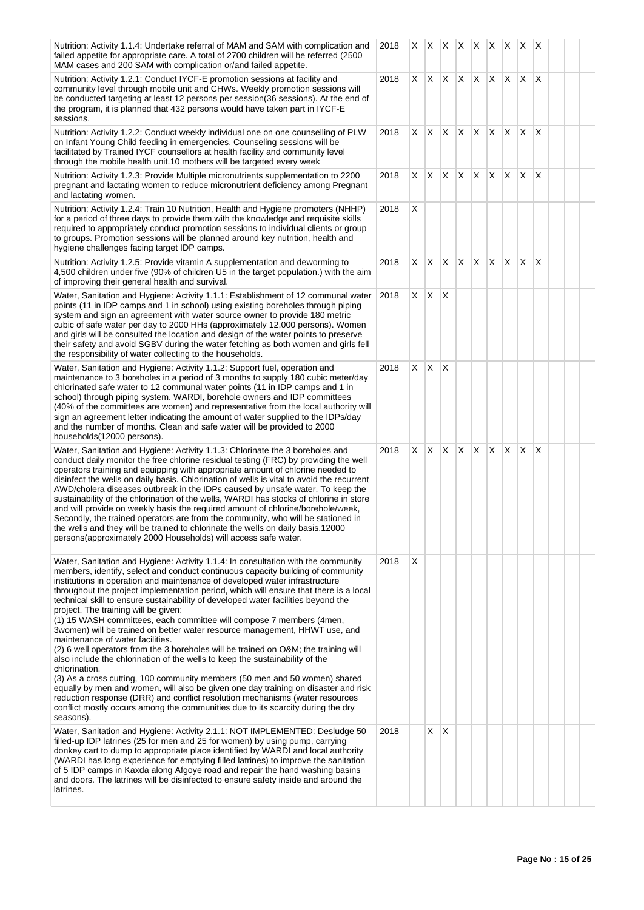| | | | | | | | | | | | | | |
|---|---|---|---|---|---|---|---|---|---|---|---|---|---|
| Nutrition: Activity 1.1.4: Undertake referral of MAM and SAM with complication and failed appetite for appropriate care. A total of 2700 children will be referred (2500 MAM cases and 200 SAM with complication or/and failed appetite. | 2018 | X | X | X | X | X | X | X | X | X | | | |
| Nutrition: Activity 1.2.1: Conduct IYCF-E promotion sessions at facility and community level through mobile unit and CHWs. Weekly promotion sessions will be conducted targeting at least 12 persons per session(36 sessions). At the end of the program, it is planned that 432 persons would have taken part in IYCF-E sessions. | 2018 | X | X | X | X | X | X | X | X | X | | | |
| Nutrition: Activity 1.2.2: Conduct weekly individual one on one counselling of PLW on Infant Young Child feeding in emergencies. Counseling sessions will be facilitated by Trained IYCF counsellors at health facility and community level through the mobile health unit.10 mothers will be targeted every week | 2018 | X | X | X | X | X | X | X | X | X | | | |
| Nutrition: Activity 1.2.3: Provide Multiple micronutrients supplementation to 2200 pregnant and lactating women to reduce micronutrient deficiency among Pregnant and lactating women. | 2018 | X | X | X | X | X | X | X | X | X | | | |
| Nutrition: Activity 1.2.4: Train 10 Nutrition, Health and Hygiene promoters (NHHP) for a period of three days to provide them with the knowledge and requisite skills required to appropriately conduct promotion sessions to individual clients or group to groups. Promotion sessions will be planned around key nutrition, health and hygiene challenges facing target IDP camps. | 2018 | X | | | | | | | | | | | |
| Nutrition: Activity 1.2.5: Provide vitamin A supplementation and deworming to 4,500 children under five (90% of children U5 in the target population.) with the aim of improving their general health and survival. | 2018 | X | X | X | X | X | X | X | X | X | | | |
| Water, Sanitation and Hygiene: Activity 1.1.1: Establishment of 12 communal water points (11 in IDP camps and 1 in school) using existing boreholes through piping system and sign an agreement with water source owner to provide 180 metric cubic of safe water per day to 2000 HHs (approximately 12,000 persons). Women and girls will be consulted the location and design of the water points to preserve their safety and avoid SGBV during the water fetching as both women and girls fell the responsibility of water collecting to the households. | 2018 | X | X | X | | | | | | | | | |
| Water, Sanitation and Hygiene: Activity 1.1.2: Support fuel, operation and maintenance to 3 boreholes in a period of 3 months to supply 180 cubic meter/day chlorinated safe water to 12 communal water points (11 in IDP camps and 1 in school) through piping system. WARDI, borehole owners and IDP committees (40% of the committees are women) and representative from the local authority will sign an agreement letter indicating the amount of water supplied to the IDPs/day and the number of months. Clean and safe water will be provided to 2000 households(12000 persons). | 2018 | X | X | X | | | | | | | | | |
| Water, Sanitation and Hygiene: Activity 1.1.3: Chlorinate the 3 boreholes and conduct daily monitor the free chlorine residual testing (FRC) by providing the well operators training and equipping with appropriate amount of chlorine needed to disinfect the wells on daily basis. Chlorination of wells is vital to avoid the recurrent AWD/cholera diseases outbreak in the IDPs caused by unsafe water. To keep the sustainability of the chlorination of the wells, WARDI has stocks of chlorine in store and will provide on weekly basis the required amount of chlorine/borehole/week, Secondly, the trained operators are from the community, who will be stationed in the wells and they will be trained to chlorinate the wells on daily basis.12000 persons(approximately 2000 Households) will access safe water. | 2018 | X | X | X | X | X | X | X | X | X | | | |
| Water, Sanitation and Hygiene: Activity 1.1.4: In consultation with the community members, identify, select and conduct continuous capacity building of community institutions in operation and maintenance of developed water infrastructure throughout the project implementation period, which will ensure that there is a local technical skill to ensure sustainability of developed water facilities beyond the project. The training will be given:<br>(1) 15 WASH committees, each committee will compose 7 members (4men, 3women) will be trained on better water resource management, HHWT use, and maintenance of water facilities.<br>(2) 6 well operators from the 3 boreholes will be trained on O&M; the training will also include the chlorination of the wells to keep the sustainability of the chlorination.<br>(3) As a cross cutting, 100 community members (50 men and 50 women) shared equally by men and women, will also be given one day training on disaster and risk reduction response (DRR) and conflict resolution mechanisms (water resources conflict mostly occurs among the communities due to its scarcity during the dry seasons). | 2018 | X | | | | | | | | | | | |
| Water, Sanitation and Hygiene: Activity 2.1.1: NOT IMPLEMENTED: Desludge 50 filled-up IDP latrines (25 for men and 25 for women) by using pump, carrying donkey cart to dump to appropriate place identified by WARDI and local authority (WARDI has long experience for emptying filled latrines) to improve the sanitation of 5 IDP camps in Kaxda along Afgoye road and repair the hand washing basins and doors. The latrines will be disinfected to ensure safety inside and around the latrines. | 2018 | | X | X | | | | | | | | | |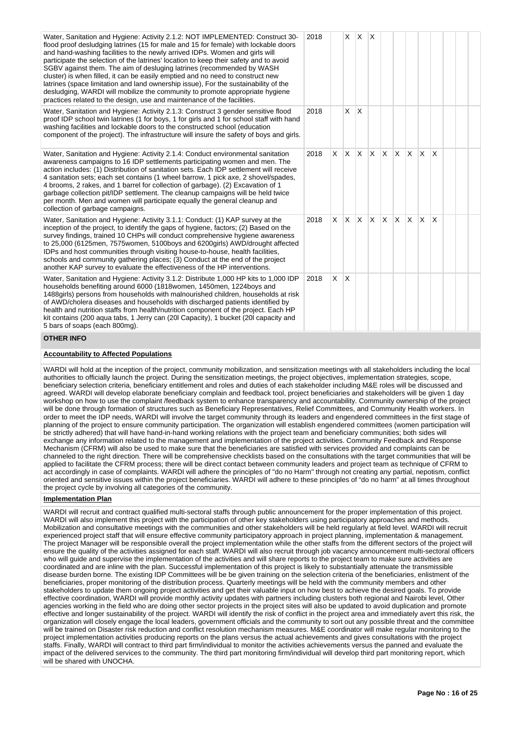| | | | | | | | | | | | | | |
|---|---|---|---|---|---|---|---|---|---|---|---|---|---|
| Water, Sanitation and Hygiene: Activity 2.1.2: NOT IMPLEMENTED: Construct 30-flood proof desludging latrines (15 for male and 15 for female) with lockable doors and hand-washing facilities to the newly arrived IDPs. Women and girls will participate the selection of the latrines' location to keep their safety and to avoid SGBV against them. The aim of desluging latrines (recommended by WASH cluster) is when filled, it can be easily emptied and no need to construct new latrines (space limitation and land ownership issue), For the sustainability of the desludging, WARDI will mobilize the community to promote appropriate hygiene practices related to the design, use and maintenance of the facilities. | 2018 | | X | X | X | | | | | | | | |
| Water, Sanitation and Hygiene: Activity 2.1.3: Construct 3 gender sensitive flood proof IDP school twin latrines (1 for boys, 1 for girls and 1 for school staff with hand washing facilities and lockable doors to the constructed school (education component of the project). The infrastructure will insure the safety of boys and girls. | 2018 | | X | X | | | | | | | | | |
| Water, Sanitation and Hygiene: Activity 2.1.4: Conduct environmental sanitation awareness campaigns to 16 IDP settlements participating women and men. The action includes: (1) Distribution of sanitation sets. Each IDP settlement will receive 4 sanitation sets; each set contains (1 wheel barrow, 1 pick axe, 2 shovel/spades, 4 brooms, 2 rakes, and 1 barrel for collection of garbage). (2) Excavation of 1 garbage collection pit/IDP settlement. The cleanup campaigns will be held twice per month. Men and women will participate equally the general cleanup and collection of garbage campaigns. | 2018 | X | X | X | X | X | X | X | X | X | | | |
| Water, Sanitation and Hygiene: Activity 3.1.1: Conduct: (1) KAP survey at the inception of the project, to identify the gaps of hygiene, factors; (2) Based on the survey findings, trained 10 CHPs will conduct comprehensive hygiene awareness to 25,000 (6125men, 7575women, 5100boys and 6200girls) AWD/drought affected IDPs and host communities through visiting house-to-house, health facilities, schools and community gathering places; (3) Conduct at the end of the project another KAP survey to evaluate the effectiveness of the HP interventions. | 2018 | X | X | X | X | X | X | X | X | X | | | |
| Water, Sanitation and Hygiene: Activity 3.1.2: Distribute 1,000 HP kits to 1,000 IDP households benefiting around 6000 (1818women, 1450men, 1224boys and 1488girls) persons from households with malnourished children, households at risk of AWD/cholera diseases and households with discharged patients identified by health and nutrition staffs from health/nutrition component of the project. Each HP kit contains (200 aqua tabs, 1 Jerry can (20l Capacity), 1 bucket (20l capacity and 5 bars of soaps (each 800mg). | 2018 | X | X | | | | | | | | | | |

## OTHER INFO

### Accountability to Affected Populations

WARDI will hold at the inception of the project, community mobilization, and sensitization meetings with all stakeholders including the local authorities to officially launch the project. During the sensitization meetings, the project objectives, implementation strategies, scope, beneficiary selection criteria, beneficiary entitlement and roles and duties of each stakeholder including M&E roles will be discussed and agreed. WARDI will develop elaborate beneficiary complain and feedback tool, project beneficiaries and stakeholders will be given 1 day workshop on how to use the complaint /feedback system to enhance transparency and accountability. Community ownership of the project will be done through formation of structures such as Beneficiary Representatives, Relief Committees, and Community Health workers. In order to meet the IDP needs, WARDI will involve the target community through its leaders and engendered committees in the first stage of planning of the project to ensure community participation. The organization will establish engendered committees (women participation will be strictly adhered) that will have hand-in-hand working relations with the project team and beneficiary communities; both sides will exchange any information related to the management and implementation of the project activities. Community Feedback and Response Mechanism (CFRM) will also be used to make sure that the beneficiaries are satisfied with services provided and complaints can be channeled to the right direction. There will be comprehensive checklists based on the consultations with the target communities that will be applied to facilitate the CFRM process; there will be direct contact between community leaders and project team as technique of CFRM to act accordingly in case of complaints. WARDI will adhere the principles of "do no Harm" through not creating any partial, nepotism, conflict oriented and sensitive issues within the project beneficiaries. WARDI will adhere to these principles of "do no harm" at all times throughout the project cycle by involving all categories of the community.

### Implementation Plan

WARDI will recruit and contract qualified multi-sectoral staffs through public announcement for the proper implementation of this project. WARDI will also implement this project with the participation of other key stakeholders using participatory approaches and methods. Mobilization and consultative meetings with the communities and other stakeholders will be held regularly at field level. WARDI will recruit experienced project staff that will ensure effective community participatory approach in project planning, implementation & management. The project Manager will be responsible overall the project implementation while the other staffs from the different sectors of the project will ensure the quality of the activities assigned for each staff. WARDI will also recruit through job vacancy announcement multi-sectoral officers who will guide and supervise the implementation of the activities and will share reports to the project team to make sure activities are coordinated and are inline with the plan. Successful implementation of this project is likely to substantially attenuate the transmissible disease burden borne. The existing IDP Committees will be given training on the selection criteria of the beneficiaries, enlistment of the beneficiaries, proper monitoring of the distribution process. Quarterly meetings will be held with the community members and other stakeholders to update them ongoing project activities and get their valuable input on how best to achieve the desired goals. To provide effective coordination, WARDI will provide monthly activity updates with partners including clusters both regional and Nairobi level, Other agencies working in the field who are doing other sector projects in the project sites will also be updated to avoid duplication and promote effective and longer sustainability of the project. WARDI will identify the risk of conflict in the project area and immediately avert this risk, the organization will closely engage the local leaders, government officials and the community to sort out any possible threat and the committee will be trained on Disaster risk reduction and conflict resolution mechanism measures. M&E coordinator will make regular monitoring to the project implementation activities producing reports on the plans versus the actual achievements and gives consultations with the project staffs. Finally, WARDI will contract to third part firm/individual to monitor the activities achievements versus the panned and evaluate the impact of the delivered services to the community. The third part monitoring firm/individual will develop third part monitoring report, which will be shared with UNOCHA.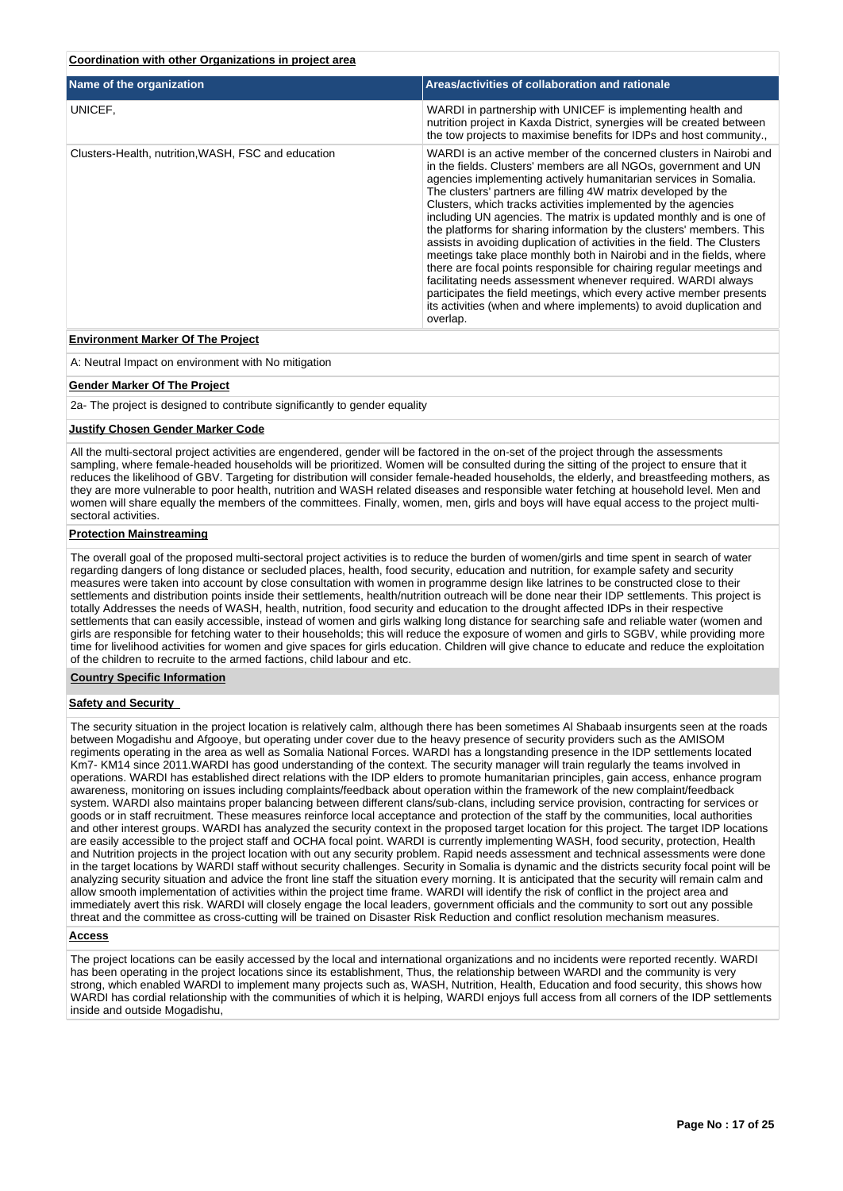**Coordination with other Organizations in project area**

| Name of the organization | Areas/activities of collaboration and rationale |
| --- | --- |
| UNICEF, | WARDI in partnership with UNICEF is implementing health and nutrition project in Kaxda District, synergies will be created between the tow projects to maximise benefits for IDPs and host community., |
| Clusters-Health, nutrition,WASH, FSC and education | WARDI is an active member of the concerned clusters in Nairobi and in the fields. Clusters' members are all NGOs, government and UN agencies implementing actively humanitarian services in Somalia. The clusters' partners are filling 4W matrix developed by the Clusters, which tracks activities implemented by the agencies including UN agencies. The matrix is updated monthly and is one of the platforms for sharing information by the clusters' members. This assists in avoiding duplication of activities in the field. The Clusters meetings take place monthly both in Nairobi and in the fields, where there are focal points responsible for chairing regular meetings and facilitating needs assessment whenever required. WARDI always participates the field meetings, which every active member presents its activities (when and where implements) to avoid duplication and overlap. |

**Environment Marker Of The Project**

A: Neutral Impact on environment with No mitigation

**Gender Marker Of The Project**

2a- The project is designed to contribute significantly to gender equality

**Justify Chosen Gender Marker Code**

All the multi-sectoral project activities are engendered, gender will be factored in the on-set of the project through the assessments sampling, where female-headed households will be prioritized. Women will be consulted during the sitting of the project to ensure that it reduces the likelihood of GBV. Targeting for distribution will consider female-headed households, the elderly, and breastfeeding mothers, as they are more vulnerable to poor health, nutrition and WASH related diseases and responsible water fetching at household level. Men and women will share equally the members of the committees. Finally, women, men, girls and boys will have equal access to the project multi-sectoral activities.

**Protection Mainstreaming**

The overall goal of the proposed multi-sectoral project activities is to reduce the burden of women/girls and time spent in search of water regarding dangers of long distance or secluded places, health, food security, education and nutrition, for example safety and security measures were taken into account by close consultation with women in programme design like latrines to be constructed close to their settlements and distribution points inside their settlements, health/nutrition outreach will be done near their IDP settlements. This project is totally Addresses the needs of WASH, health, nutrition, food security and education to the drought affected IDPs in their respective settlements that can easily accessible, instead of women and girls walking long distance for searching safe and reliable water (women and girls are responsible for fetching water to their households; this will reduce the exposure of women and girls to SGBV, while providing more time for livelihood activities for women and give spaces for girls education. Children will give chance to educate and reduce the exploitation of the children to recruite to the armed factions, child labour and etc.

**Country Specific Information**

**Safety and Security**

The security situation in the project location is relatively calm, although there has been sometimes Al Shabaab insurgents seen at the roads between Mogadishu and Afgooye, but operating under cover due to the heavy presence of security providers such as the AMISOM regiments operating in the area as well as Somalia National Forces. WARDI has a longstanding presence in the IDP settlements located Km7- KM14 since 2011.WARDI has good understanding of the context. The security manager will train regularly the teams involved in operations. WARDI has established direct relations with the IDP elders to promote humanitarian principles, gain access, enhance program awareness, monitoring on issues including complaints/feedback about operation within the framework of the new complaint/feedback system. WARDI also maintains proper balancing between different clans/sub-clans, including service provision, contracting for services or goods or in staff recruitment. These measures reinforce local acceptance and protection of the staff by the communities, local authorities and other interest groups. WARDI has analyzed the security context in the proposed target location for this project. The target IDP locations are easily accessible to the project staff and OCHA focal point. WARDI is currently implementing WASH, food security, protection, Health and Nutrition projects in the project location with out any security problem. Rapid needs assessment and technical assessments were done in the target locations by WARDI staff without security challenges. Security in Somalia is dynamic and the districts security focal point will be analyzing security situation and advice the front line staff the situation every morning. It is anticipated that the security will remain calm and allow smooth implementation of activities within the project time frame. WARDI will identify the risk of conflict in the project area and immediately avert this risk. WARDI will closely engage the local leaders, government officials and the community to sort out any possible threat and the committee as cross-cutting will be trained on Disaster Risk Reduction and conflict resolution mechanism measures.

**Access**

The project locations can be easily accessed by the local and international organizations and no incidents were reported recently. WARDI has been operating in the project locations since its establishment, Thus, the relationship between WARDI and the community is very strong, which enabled WARDI to implement many projects such as, WASH, Nutrition, Health, Education and food security, this shows how WARDI has cordial relationship with the communities of which it is helping, WARDI enjoys full access from all corners of the IDP settlements inside and outside Mogadishu,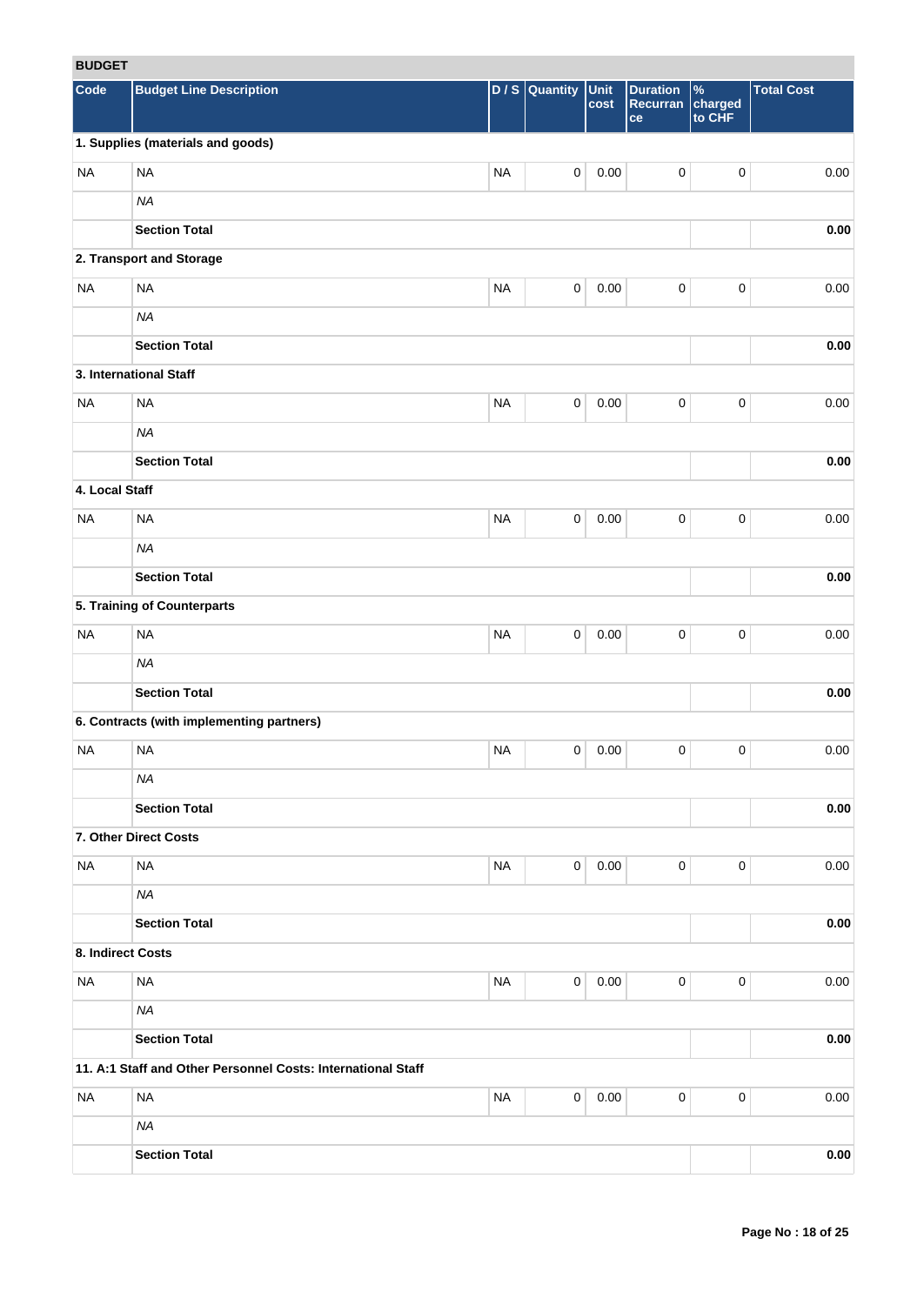**BUDGET**

| Code | Budget Line Description | D / S | Quantity | Unit cost | Duration Recurrance | % charged to CHF | Total Cost |
|---|---|---|---|---|---|---|---|
| **1. Supplies (materials and goods)** | | | | | | | |
| NA | NA | NA | 0 | 0.00 | 0 | 0 | 0.00 |
| | *NA* | | | | | | |
| | **Section Total** | | | | | | **0.00** |
| **2. Transport and Storage** | | | | | | | |
| NA | NA | NA | 0 | 0.00 | 0 | 0 | 0.00 |
| | *NA* | | | | | | |
| | **Section Total** | | | | | | **0.00** |
| **3. International Staff** | | | | | | | |
| NA | NA | NA | 0 | 0.00 | 0 | 0 | 0.00 |
| | *NA* | | | | | | |
| | **Section Total** | | | | | | **0.00** |
| **4. Local Staff** | | | | | | | |
| NA | NA | NA | 0 | 0.00 | 0 | 0 | 0.00 |
| | *NA* | | | | | | |
| | **Section Total** | | | | | | **0.00** |
| **5. Training of Counterparts** | | | | | | | |
| NA | NA | NA | 0 | 0.00 | 0 | 0 | 0.00 |
| | *NA* | | | | | | |
| | **Section Total** | | | | | | **0.00** |
| **6. Contracts (with implementing partners)** | | | | | | | |
| NA | NA | NA | 0 | 0.00 | 0 | 0 | 0.00 |
| | *NA* | | | | | | |
| | **Section Total** | | | | | | **0.00** |
| **7. Other Direct Costs** | | | | | | | |
| NA | NA | NA | 0 | 0.00 | 0 | 0 | 0.00 |
| | *NA* | | | | | | |
| | **Section Total** | | | | | | **0.00** |
| **8. Indirect Costs** | | | | | | | |
| NA | NA | NA | 0 | 0.00 | 0 | 0 | 0.00 |
| | *NA* | | | | | | |
| | **Section Total** | | | | | | **0.00** |
| **11. A:1 Staff and Other Personnel Costs: International Staff** | | | | | | | |
| NA | NA | NA | 0 | 0.00 | 0 | 0 | 0.00 |
| | *NA* | | | | | | |
| | **Section Total** | | | | | | **0.00** |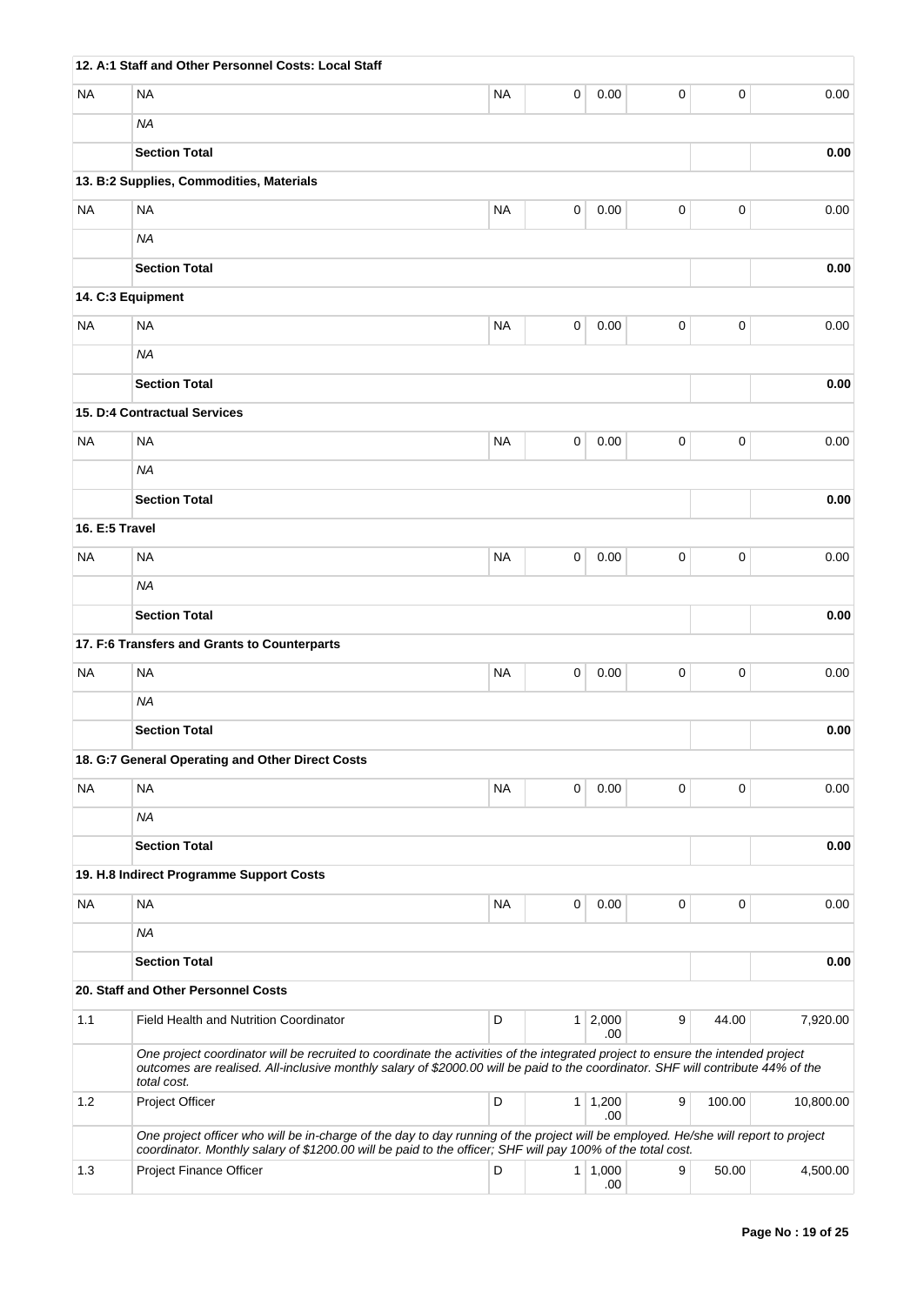| | | | | | | | |
|---|---|---|---|---|---|---|---|
| **12. A:1 Staff and Other Personnel Costs: Local Staff** | | | | | | | |
| NA | NA | NA | 0 | 0.00 | 0 | 0 | 0.00 |
| | *NA* | | | | | | |
| | **Section Total** | | | | | | **0.00** |
| **13. B:2 Supplies, Commodities, Materials** | | | | | | | |
| NA | NA | NA | 0 | 0.00 | 0 | 0 | 0.00 |
| | *NA* | | | | | | |
| | **Section Total** | | | | | | **0.00** |
| **14. C:3 Equipment** | | | | | | | |
| NA | NA | NA | 0 | 0.00 | 0 | 0 | 0.00 |
| | *NA* | | | | | | |
| | **Section Total** | | | | | | **0.00** |
| **15. D:4 Contractual Services** | | | | | | | |
| NA | NA | NA | 0 | 0.00 | 0 | 0 | 0.00 |
| | *NA* | | | | | | |
| | **Section Total** | | | | | | **0.00** |
| **16. E:5 Travel** | | | | | | | |
| NA | NA | NA | 0 | 0.00 | 0 | 0 | 0.00 |
| | *NA* | | | | | | |
| | **Section Total** | | | | | | **0.00** |
| **17. F:6 Transfers and Grants to Counterparts** | | | | | | | |
| NA | NA | NA | 0 | 0.00 | 0 | 0 | 0.00 |
| | *NA* | | | | | | |
| | **Section Total** | | | | | | **0.00** |
| **18. G:7 General Operating and Other Direct Costs** | | | | | | | |
| NA | NA | NA | 0 | 0.00 | 0 | 0 | 0.00 |
| | *NA* | | | | | | |
| | **Section Total** | | | | | | **0.00** |
| **19. H.8 Indirect Programme Support Costs** | | | | | | | |
| NA | NA | NA | 0 | 0.00 | 0 | 0 | 0.00 |
| | *NA* | | | | | | |
| | **Section Total** | | | | | | **0.00** |
| **20. Staff and Other Personnel Costs** | | | | | | | |
| 1.1 | Field Health and Nutrition Coordinator | D | 1 | 2,000.00 | 9 | 44.00 | 7,920.00 |
| | *One project coordinator will be recruited to coordinate the activities of the integrated project to ensure the intended project outcomes are realised. All-inclusive monthly salary of $2000.00 will be paid to the coordinator. SHF will contribute 44% of the total cost.* | | | | | | |
| 1.2 | Project Officer | D | 1 | 1,200.00 | 9 | 100.00 | 10,800.00 |
| | *One project officer who will be in-charge of the day to day running of the project will be employed. He/she will report to project coordinator. Monthly salary of $1200.00 will be paid to the officer; SHF will pay 100% of the total cost.* | | | | | | |
| 1.3 | Project Finance Officer | D | 1 | 1,000.00 | 9 | 50.00 | 4,500.00 |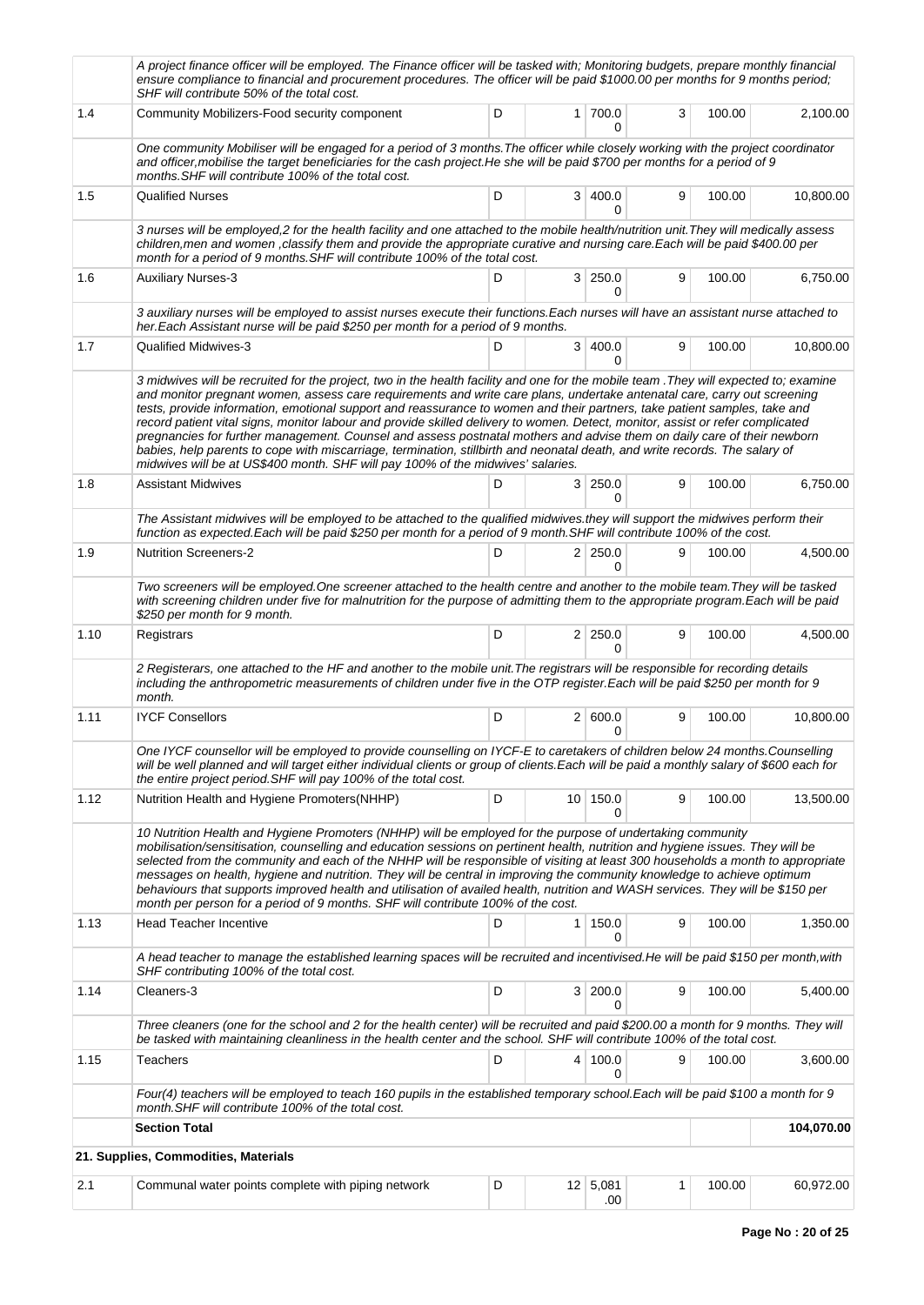| | | | | | | | |
|---|---|---|---|---|---|---|---|
| | *A project finance officer will be employed. The Finance officer will be tasked with; Monitoring budgets, prepare monthly financial ensure compliance to financial and procurement procedures. The officer will be paid $1000.00 per months for 9 months period; SHF will contribute 50% of the total cost.* | | | | | | |
| 1.4 | Community Mobilizers-Food security component | D | 1 | 700.00 | 3 | 100.00 | 2,100.00 |
| | *One community Mobiliser will be engaged for a period of 3 months.The officer while closely working with the project coordinator and officer,mobilise the target beneficiaries for the cash project.He she will be paid $700 per months for a period of 9 months.SHF will contribute 100% of the total cost.* | | | | | | |
| 1.5 | Qualified Nurses | D | 3 | 400.00 | 9 | 100.00 | 10,800.00 |
| | *3 nurses will be employed,2 for the health facility and one attached to the mobile health/nutrition unit.They will medically assess children,men and women ,classify them and provide the appropriate curative and nursing care.Each will be paid $400.00 per month for a period of 9 months.SHF will contribute 100% of the total cost.* | | | | | | |
| 1.6 | Auxiliary Nurses-3 | D | 3 | 250.00 | 9 | 100.00 | 6,750.00 |
| | *3 auxiliary nurses will be employed to assist nurses execute their functions.Each nurses will have an assistant nurse attached to her.Each Assistant nurse will be paid $250 per month for a period of 9 months.* | | | | | | |
| 1.7 | Qualified Midwives-3 | D | 3 | 400.00 | 9 | 100.00 | 10,800.00 |
| | *3 midwives will be recruited for the project, two in the health facility and one for the mobile team .They will expected to; examine and monitor pregnant women, assess care requirements and write care plans, undertake antenatal care, carry out screening tests, provide information, emotional support and reassurance to women and their partners, take patient samples, take and record patient vital signs, monitor labour and provide skilled delivery to women. Detect, monitor, assist or refer complicated pregnancies for further management. Counsel and assess postnatal mothers and advise them on daily care of their newborn babies, help parents to cope with miscarriage, termination, stillbirth and neonatal death, and write records. The salary of midwives will be at US$400 month. SHF will pay 100% of the midwives' salaries.* | | | | | | |
| 1.8 | Assistant Midwives | D | 3 | 250.00 | 9 | 100.00 | 6,750.00 |
| | *The Assistant midwives will be employed to be attached to the qualified midwives.they will support the midwives perform their function as expected.Each will be paid $250 per month for a period of 9 month.SHF will contribute 100% of the cost.* | | | | | | |
| 1.9 | Nutrition Screeners-2 | D | 2 | 250.00 | 9 | 100.00 | 4,500.00 |
| | *Two screeners will be employed.One screener attached to the health centre and another to the mobile team.They will be tasked with screening children under five for malnutrition for the purpose of admitting them to the appropriate program.Each will be paid $250 per month for 9 month.* | | | | | | |
| 1.10 | Registrars | D | 2 | 250.00 | 9 | 100.00 | 4,500.00 |
| | *2 Registerars, one attached to the HF and another to the mobile unit.The registrars will be responsible for recording details including the anthropometric measurements of children under five in the OTP register.Each will be paid $250 per month for 9 month.* | | | | | | |
| 1.11 | IYCF Consellors | D | 2 | 600.00 | 9 | 100.00 | 10,800.00 |
| | *One IYCF counsellor will be employed to provide counselling on IYCF-E to caretakers of children below 24 months.Counselling will be well planned and will target either individual clients or group of clients.Each will be paid a monthly salary of $600 each for the entire project period.SHF will pay 100% of the total cost.* | | | | | | |
| 1.12 | Nutrition Health and Hygiene Promoters(NHHP) | D | 10 | 150.00 | 9 | 100.00 | 13,500.00 |
| | *10 Nutrition Health and Hygiene Promoters (NHHP) will be employed for the purpose of undertaking community mobilisation/sensitisation, counselling and education sessions on pertinent health, nutrition and hygiene issues. They will be selected from the community and each of the NHHP will be responsible of visiting at least 300 households a month to appropriate messages on health, hygiene and nutrition. They will be central in improving the community knowledge to achieve optimum behaviours that supports improved health and utilisation of availed health, nutrition and WASH services. They will be $150 per month per person for a period of 9 months. SHF will contribute 100% of the cost.* | | | | | | |
| 1.13 | Head Teacher Incentive | D | 1 | 150.00 | 9 | 100.00 | 1,350.00 |
| | *A head teacher to manage the established learning spaces will be recruited and incentivised.He will be paid $150 per month,with SHF contributing 100% of the total cost.* | | | | | | |
| 1.14 | Cleaners-3 | D | 3 | 200.00 | 9 | 100.00 | 5,400.00 |
| | *Three cleaners (one for the school and 2 for the health center) will be recruited and paid $200.00 a month for 9 months. They will be tasked with maintaining cleanliness in the health center and the school. SHF will contribute 100% of the total cost.* | | | | | | |
| 1.15 | Teachers | D | 4 | 100.00 | 9 | 100.00 | 3,600.00 |
| | *Four(4) teachers will be employed to teach 160 pupils in the established temporary school.Each will be paid $100 a month for 9 month.SHF will contribute 100% of the total cost.* | | | | | | |
| | **Section Total** | | | | | | **104,070.00** |
| | **21. Supplies, Commodities, Materials** | | | | | | |
| 2.1 | Communal water points complete with piping network | D | 12 | 5,081.00 | 1 | 100.00 | 60,972.00 |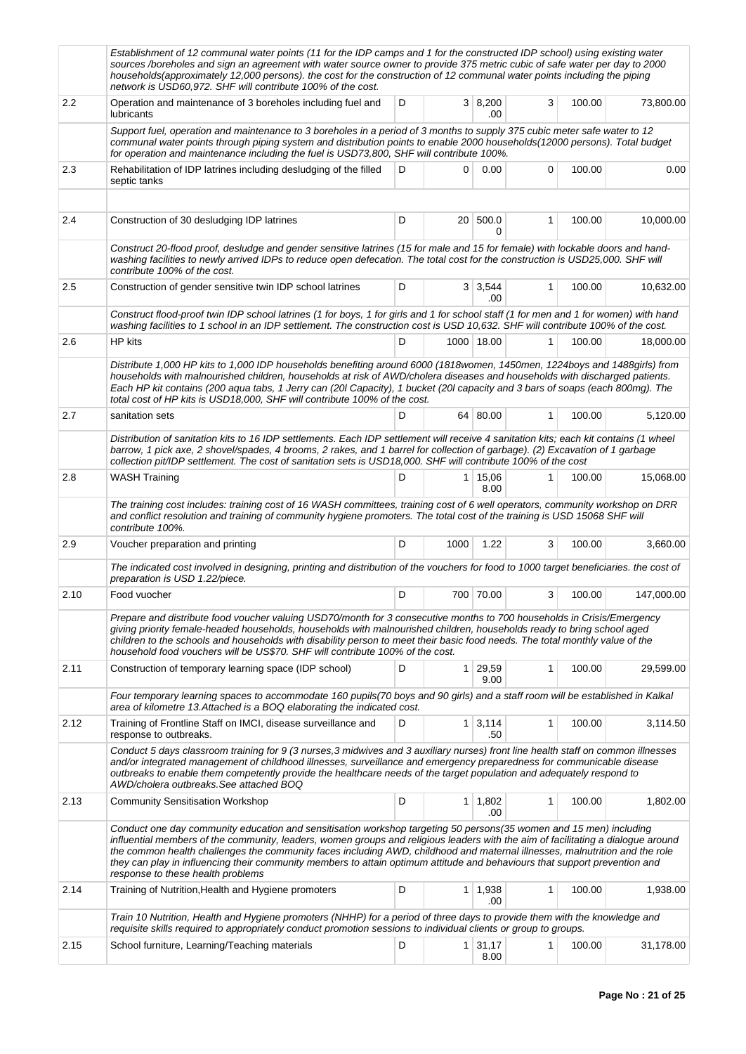| | | | | | | | |
|---|---|---|---|---|---|---|---|
| | *Establishment of 12 communal water points (11 for the IDP camps and 1 for the constructed IDP school) using existing water sources /boreholes and sign an agreement with water source owner to provide 375 metric cubic of safe water per day to 2000 households(approximately 12,000 persons). the cost for the construction of 12 communal water points including the piping network is USD60,972. SHF will contribute 100% of the cost.* | | | | | | |
| 2.2 | Operation and maintenance of 3 boreholes including fuel and lubricants | D | 3 | 8,200.00 | 3 | 100.00 | 73,800.00 |
| | *Support fuel, operation and maintenance to 3 boreholes in a period of 3 months to supply 375 cubic meter safe water to 12 communal water points through piping system and distribution points to enable 2000 households(12000 persons). Total budget for operation and maintenance including the fuel is USD73,800, SHF will contribute 100%.* | | | | | | |
| 2.3 | Rehabilitation of IDP latrines including desludging of the filled septic tanks | D | 0 | 0.00 | 0 | 100.00 | 0.00 |
| | | | | | | | |
| 2.4 | Construction of 30 desludging IDP latrines | D | 20 | 500.00 | 1 | 100.00 | 10,000.00 |
| | *Construct 20-flood proof, desludge and gender sensitive latrines (15 for male and 15 for female) with lockable doors and hand-washing facilities to newly arrived IDPs to reduce open defecation. The total cost for the construction is USD25,000. SHF will contribute 100% of the cost.* | | | | | | |
| 2.5 | Construction of gender sensitive twin IDP school latrines | D | 3 | 3,544.00 | 1 | 100.00 | 10,632.00 |
| | *Construct flood-proof twin IDP school latrines (1 for boys, 1 for girls and 1 for school staff (1 for men and 1 for women) with hand washing facilities to 1 school in an IDP settlement. The construction cost is USD 10,632. SHF will contribute 100% of the cost.* | | | | | | |
| 2.6 | HP kits | D | 1000 | 18.00 | 1 | 100.00 | 18,000.00 |
| | *Distribute 1,000 HP kits to 1,000 IDP households benefiting around 6000 (1818women, 1450men, 1224boys and 1488girls) from households with malnourished children, households at risk of AWD/cholera diseases and households with discharged patients. Each HP kit contains (200 aqua tabs, 1 Jerry can (20l Capacity), 1 bucket (20l capacity and 3 bars of soaps (each 800mg). The total cost of HP kits is USD18,000, SHF will contribute 100% of the cost.* | | | | | | |
| 2.7 | sanitation sets | D | 64 | 80.00 | 1 | 100.00 | 5,120.00 |
| | *Distribution of sanitation kits to 16 IDP settlements. Each IDP settlement will receive 4 sanitation kits; each kit contains (1 wheel barrow, 1 pick axe, 2 shovel/spades, 4 brooms, 2 rakes, and 1 barrel for collection of garbage). (2) Excavation of 1 garbage collection pit/IDP settlement. The cost of sanitation sets is USD18,000. SHF will contribute 100% of the cost* | | | | | | |
| 2.8 | WASH Training | D | 1 | 15,068.00 | 1 | 100.00 | 15,068.00 |
| | *The training cost includes: training cost of 16 WASH committees, training cost of 6 well operators, community workshop on DRR and conflict resolution and training of community hygiene promoters. The total cost of the training is USD 15068 SHF will contribute 100%.* | | | | | | |
| 2.9 | Voucher preparation and printing | D | 1000 | 1.22 | 3 | 100.00 | 3,660.00 |
| | *The indicated cost involved in designing, printing and distribution of the vouchers for food to 1000 target beneficiaries. the cost of preparation is USD 1.22/piece.* | | | | | | |
| 2.10 | Food vuocher | D | 700 | 70.00 | 3 | 100.00 | 147,000.00 |
| | *Prepare and distribute food voucher valuing USD70/month for 3 consecutive months to 700 households in Crisis/Emergency giving priority female-headed households, households with malnourished children, households ready to bring school aged children to the schools and households with disability person to meet their basic food needs. The total monthly value of the household food vouchers will be US$70. SHF will contribute 100% of the cost.* | | | | | | |
| 2.11 | Construction of temporary learning space (IDP school) | D | 1 | 29,599.00 | 1 | 100.00 | 29,599.00 |
| | *Four temporary learning spaces to accommodate 160 pupils(70 boys and 90 girls) and a staff room will be established in Kalkal area of kilometre 13.Attached is a BOQ elaborating the indicated cost.* | | | | | | |
| 2.12 | Training of Frontline Staff on IMCI, disease surveillance and response to outbreaks. | D | 1 | 3,114.50 | 1 | 100.00 | 3,114.50 |
| | *Conduct 5 days classroom training for 9 (3 nurses,3 midwives and 3 auxiliary nurses) front line health staff on common illnesses and/or integrated management of childhood illnesses, surveillance and emergency preparedness for communicable disease outbreaks to enable them competently provide the healthcare needs of the target population and adequately respond to AWD/cholera outbreaks.See attached BOQ* | | | | | | |
| 2.13 | Community Sensitisation Workshop | D | 1 | 1,802.00 | 1 | 100.00 | 1,802.00 |
| | *Conduct one day community education and sensitisation workshop targeting 50 persons(35 women and 15 men) including influential members of the community, leaders, women groups and religious leaders with the aim of facilitating a dialogue around the common health challenges the community faces including AWD, childhood and maternal illnesses, malnutrition and the role they can play in influencing their community members to attain optimum attitude and behaviours that support prevention and response to these health problems* | | | | | | |
| 2.14 | Training of Nutrition,Health and Hygiene promoters | D | 1 | 1,938.00 | 1 | 100.00 | 1,938.00 |
| | *Train 10 Nutrition, Health and Hygiene promoters (NHHP) for a period of three days to provide them with the knowledge and requisite skills required to appropriately conduct promotion sessions to individual clients or group to groups.* | | | | | | |
| 2.15 | School furniture, Learning/Teaching materials | D | 1 | 31,178.00 | 1 | 100.00 | 31,178.00 |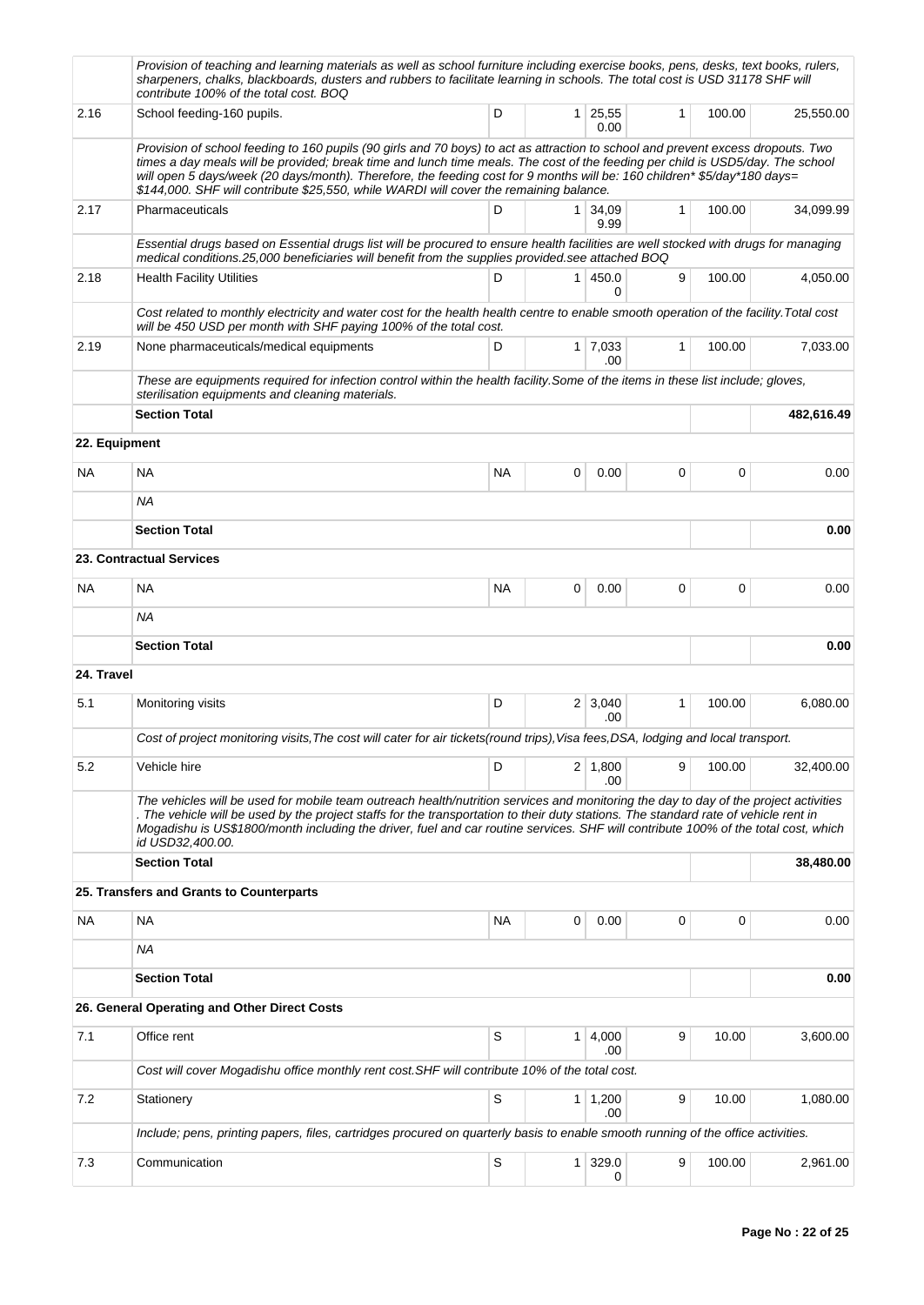| | | | | | | | |
|---|---|---|---|---|---|---|---|
| | *Provision of teaching and learning materials as well as school furniture including exercise books, pens, desks, text books, rulers, sharpeners, chalks, blackboards, dusters and rubbers to facilitate learning in schools. The total cost is USD 31178 SHF will contribute 100% of the total cost. BOQ* | | | | | | |
| 2.16 | School feeding-160 pupils. | D | 1 | 25,550.00 | 1 | 100.00 | 25,550.00 |
| | *Provision of school feeding to 160 pupils (90 girls and 70 boys) to act as attraction to school and prevent excess dropouts. Two times a day meals will be provided; break time and lunch time meals. The cost of the feeding per child is USD5/day. The school will open 5 days/week (20 days/month). Therefore, the feeding cost for 9 months will be: 160 children* $5/day*180 days= $144,000. SHF will contribute $25,550, while WARDI will cover the remaining balance.* | | | | | | |
| 2.17 | Pharmaceuticals | D | 1 | 34,099.99 | 1 | 100.00 | 34,099.99 |
| | *Essential drugs based on Essential drugs list will be procured to ensure health facilities are well stocked with drugs for managing medical conditions.25,000 beneficiaries will benefit from the supplies provided.see attached BOQ* | | | | | | |
| 2.18 | Health Facility Utilities | D | 1 | 450.00 | 9 | 100.00 | 4,050.00 |
| | *Cost related to monthly electricity and water cost for the health health centre to enable smooth operation of the facility.Total cost will be 450 USD per month with SHF paying 100% of the total cost.* | | | | | | |
| 2.19 | None pharmaceuticals/medical equipments | D | 1 | 7,033.00 | 1 | 100.00 | 7,033.00 |
| | *These are equipments required for infection control within the health facility.Some of the items in these list include; gloves, sterilisation equipments and cleaning materials.* | | | | | | |
| | **Section Total** | | | | | | **482,616.49** |
| **22. Equipment** | | | | | | | |
| NA | NA | NA | 0 | 0.00 | 0 | 0 | 0.00 |
| | *NA* | | | | | | |
| | **Section Total** | | | | | | **0.00** |
| **23. Contractual Services** | | | | | | | |
| NA | NA | NA | 0 | 0.00 | 0 | 0 | 0.00 |
| | *NA* | | | | | | |
| | **Section Total** | | | | | | **0.00** |
| **24. Travel** | | | | | | | |
| 5.1 | Monitoring visits | D | 2 | 3,040.00 | 1 | 100.00 | 6,080.00 |
| | *Cost of project monitoring visits,The cost will cater for air tickets(round trips),Visa fees,DSA, lodging and local transport.* | | | | | | |
| 5.2 | Vehicle hire | D | 2 | 1,800.00 | 9 | 100.00 | 32,400.00 |
| | *The vehicles will be used for mobile team outreach health/nutrition services and monitoring the day to day of the project activities . The vehicle will be used by the project staffs for the transportation to their duty stations. The standard rate of vehicle rent in Mogadishu is US$1800/month including the driver, fuel and car routine services. SHF will contribute 100% of the total cost, which id USD32,400.00.* | | | | | | |
| | **Section Total** | | | | | | **38,480.00** |
| **25. Transfers and Grants to Counterparts** | | | | | | | |
| NA | NA | NA | 0 | 0.00 | 0 | 0 | 0.00 |
| | *NA* | | | | | | |
| | **Section Total** | | | | | | **0.00** |
| **26. General Operating and Other Direct Costs** | | | | | | | |
| 7.1 | Office rent | S | 1 | 4,000.00 | 9 | 10.00 | 3,600.00 |
| | *Cost will cover Mogadishu office monthly rent cost.SHF will contribute 10% of the total cost.* | | | | | | |
| 7.2 | Stationery | S | 1 | 1,200.00 | 9 | 10.00 | 1,080.00 |
| | *Include; pens, printing papers, files, cartridges procured on quarterly basis to enable smooth running of the office activities.* | | | | | | |
| 7.3 | Communication | S | 1 | 329.00 | 9 | 100.00 | 2,961.00 |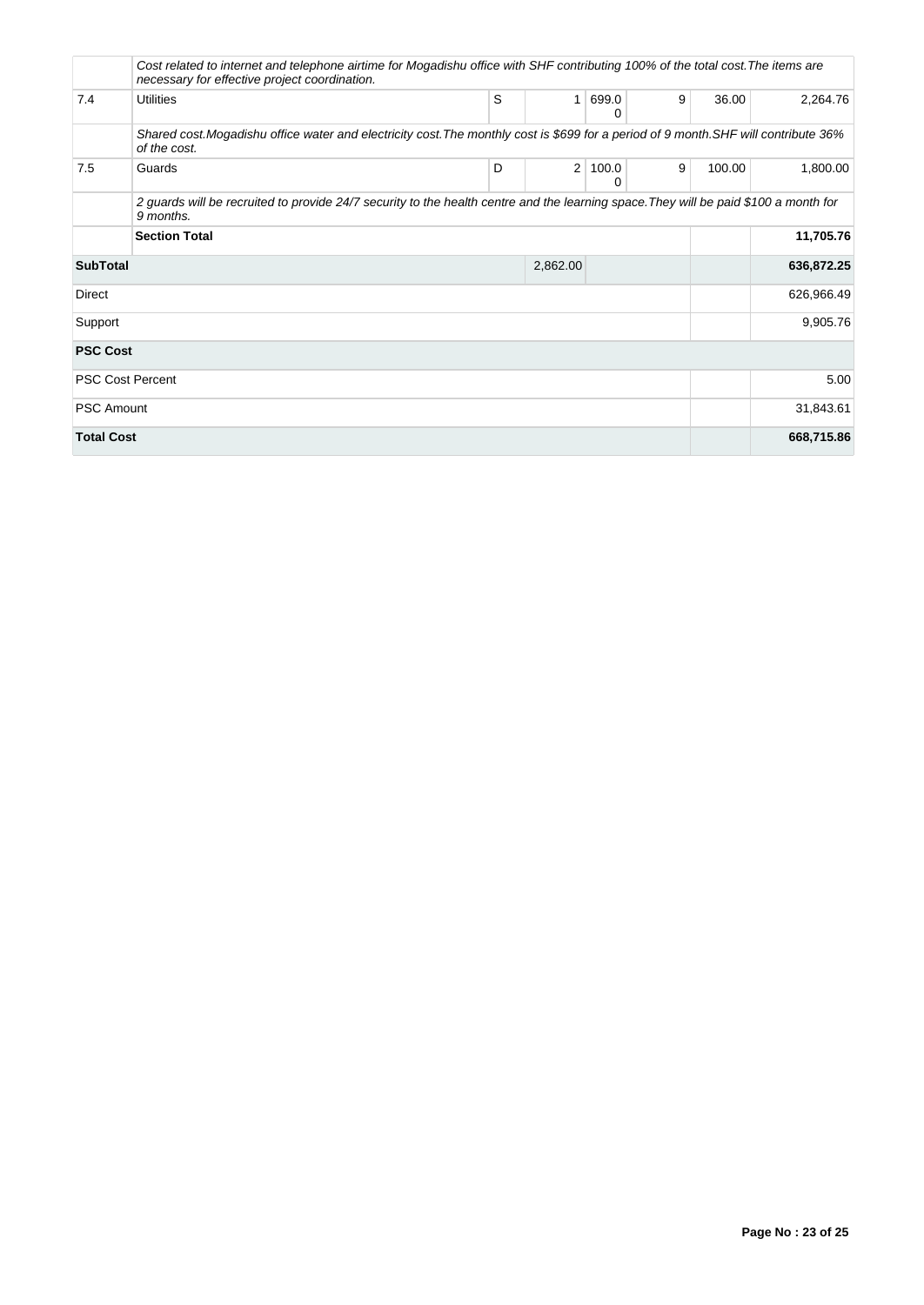| | | | | | | | |
|---|---|---|---|---|---|---|---|
| | *Cost related to internet and telephone airtime for Mogadishu office with SHF contributing 100% of the total cost.The items are necessary for effective project coordination.* | | | | | | |
| 7.4 | Utilities | S | 1 | 699.00 | 9 | 36.00 | 2,264.76 |
| | *Shared cost.Mogadishu office water and electricity cost.The monthly cost is $699 for a period of 9 month.SHF will contribute 36% of the cost.* | | | | | | |
| 7.5 | Guards | D | 2 | 100.00 | 9 | 100.00 | 1,800.00 |
| | *2 guards will be recruited to provide 24/7 security to the health centre and the learning space.They will be paid $100 a month for 9 months.* | | | | | | |
| | **Section Total** | | | | | | **11,705.76** |
| **SubTotal** | | | 2,862.00 | | | | **636,872.25** |
| Direct | | | | | | | 626,966.49 |
| Support | | | | | | | 9,905.76 |
| **PSC Cost** | | | | | | | |
| PSC Cost Percent | | | | | | | 5.00 |
| PSC Amount | | | | | | | 31,843.61 |
| **Total Cost** | | | | | | | **668,715.86** |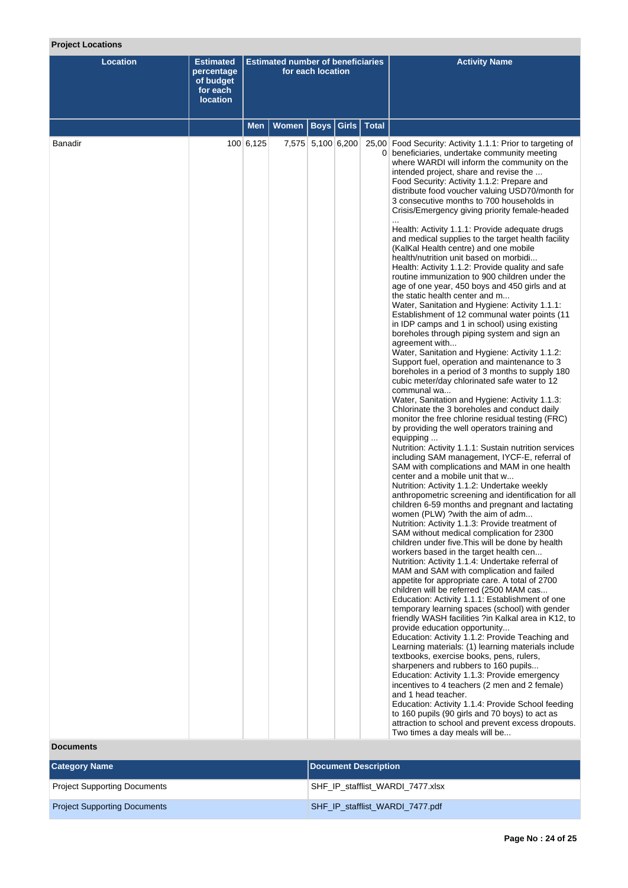**Project Locations**

| Location | Estimated percentage of budget for each location | Estimated number of beneficiaries for each location | | | | | Activity Name |
|---|---|---|---|---|---|---|---|
| | | Men | Women | Boys | Girls | Total | |
| Banadir | 100 | 6,125 | 7,575 | 5,100 | 6,200 | 25,000 | Food Security: Activity 1.1.1: Prior to targeting of beneficiaries, undertake community meeting where WARDI will inform the community on the intended project, share and revise the ... Food Security: Activity 1.1.2: Prepare and distribute food voucher valuing USD70/month for 3 consecutive months to 700 households in Crisis/Emergency giving priority female-headed ... Health: Activity 1.1.1: Provide adequate drugs and medical supplies to the target health facility (KalKal Health centre) and one mobile health/nutrition unit based on morbidi... Health: Activity 1.1.2: Provide quality and safe routine immunization to 900 children under the age of one year, 450 boys and 450 girls and at the static health center and m... Water, Sanitation and Hygiene: Activity 1.1.1: Establishment of 12 communal water points (11 in IDP camps and 1 in school) using existing boreholes through piping system and sign an agreement with... Water, Sanitation and Hygiene: Activity 1.1.2: Support fuel, operation and maintenance to 3 boreholes in a period of 3 months to supply 180 cubic meter/day chlorinated safe water to 12 communal wa... Water, Sanitation and Hygiene: Activity 1.1.3: Chlorinate the 3 boreholes and conduct daily monitor the free chlorine residual testing (FRC) by providing the well operators training and equipping ... Nutrition: Activity 1.1.1: Sustain nutrition services including SAM management, IYCF-E, referral of SAM with complications and MAM in one health center and a mobile unit that w... Nutrition: Activity 1.1.2: Undertake weekly anthropometric screening and identification for all children 6-59 months and pregnant and lactating women (PLW) ?with the aim of adm... Nutrition: Activity 1.1.3: Provide treatment of SAM without medical complication for 2300 children under five.This will be done by health workers based in the target health cen... Nutrition: Activity 1.1.4: Undertake referral of MAM and SAM with complication and failed appetite for appropriate care. A total of 2700 children will be referred (2500 MAM cas... Education: Activity 1.1.1: Establishment of one temporary learning spaces (school) with gender friendly WASH facilities ?in Kalkal area in K12, to provide education opportunity... Education: Activity 1.1.2: Provide Teaching and Learning materials: (1) learning materials include textbooks, exercise books, pens, rulers, sharpeners and rubbers to 160 pupils... Education: Activity 1.1.3: Provide emergency incentives to 4 teachers (2 men and 2 female) and 1 head teacher. Education: Activity 1.1.4: Provide School feeding to 160 pupils (90 girls and 70 boys) to act as attraction to school and prevent excess dropouts. Two times a day meals will be... |

**Documents**

| Category Name | Document Description |
|---|---|
| Project Supporting Documents | SHF_IP_stafflist_WARDI_7477.xlsx |
| Project Supporting Documents | SHF_IP_stafflist_WARDI_7477.pdf |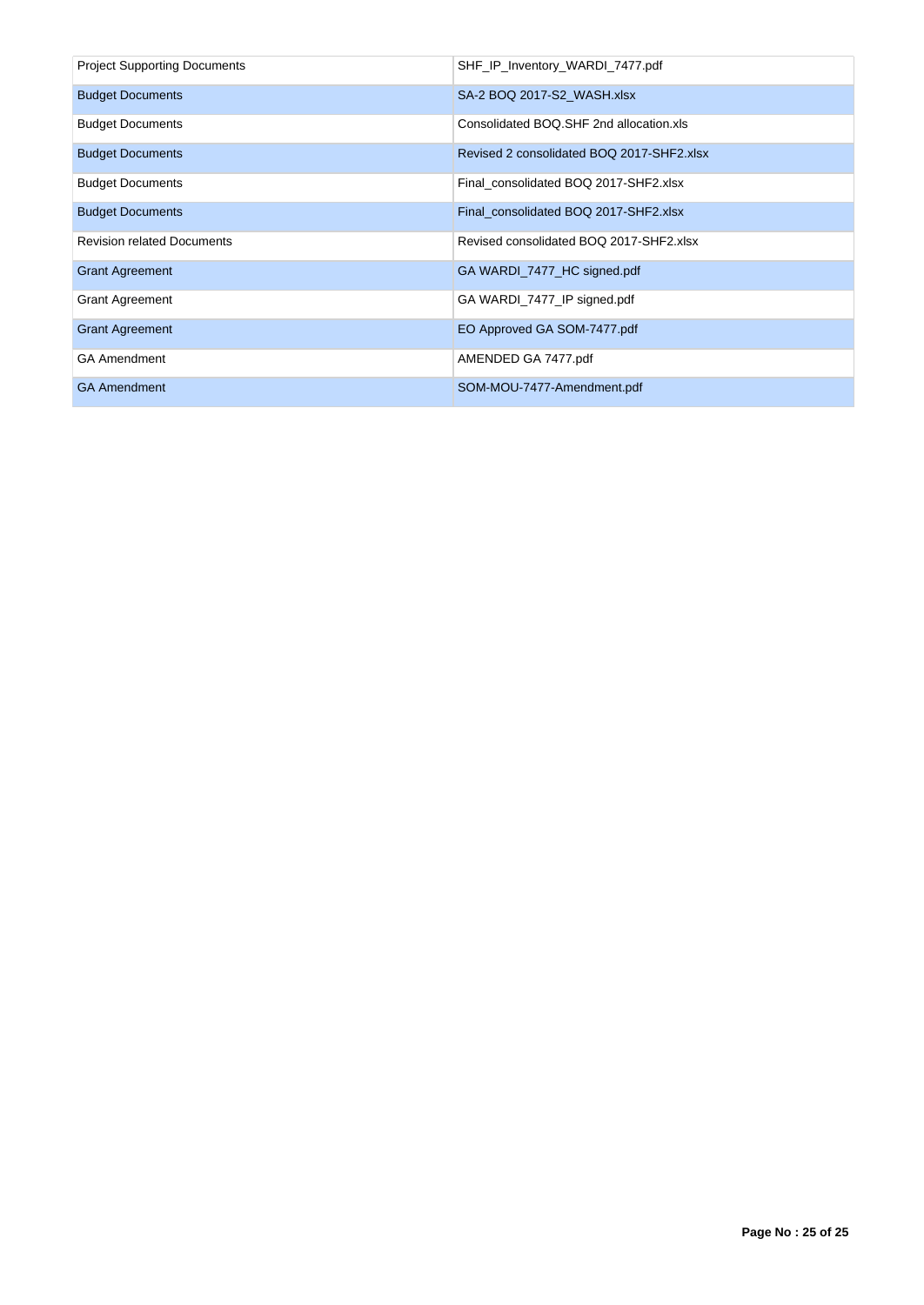| | |
|---|---|
| Project Supporting Documents | SHF_IP_Inventory_WARDI_7477.pdf |
| Budget Documents | SA-2 BOQ 2017-S2_WASH.xlsx |
| Budget Documents | Consolidated BOQ.SHF 2nd allocation.xls |
| Budget Documents | Revised 2 consolidated BOQ 2017-SHF2.xlsx |
| Budget Documents | Final_consolidated BOQ 2017-SHF2.xlsx |
| Budget Documents | Final_consolidated BOQ 2017-SHF2.xlsx |
| Revision related Documents | Revised consolidated BOQ 2017-SHF2.xlsx |
| Grant Agreement | GA WARDI_7477_HC signed.pdf |
| Grant Agreement | GA WARDI_7477_IP signed.pdf |
| Grant Agreement | EO Approved GA SOM-7477.pdf |
| GA Amendment | AMENDED GA 7477.pdf |
| GA Amendment | SOM-MOU-7477-Amendment.pdf |